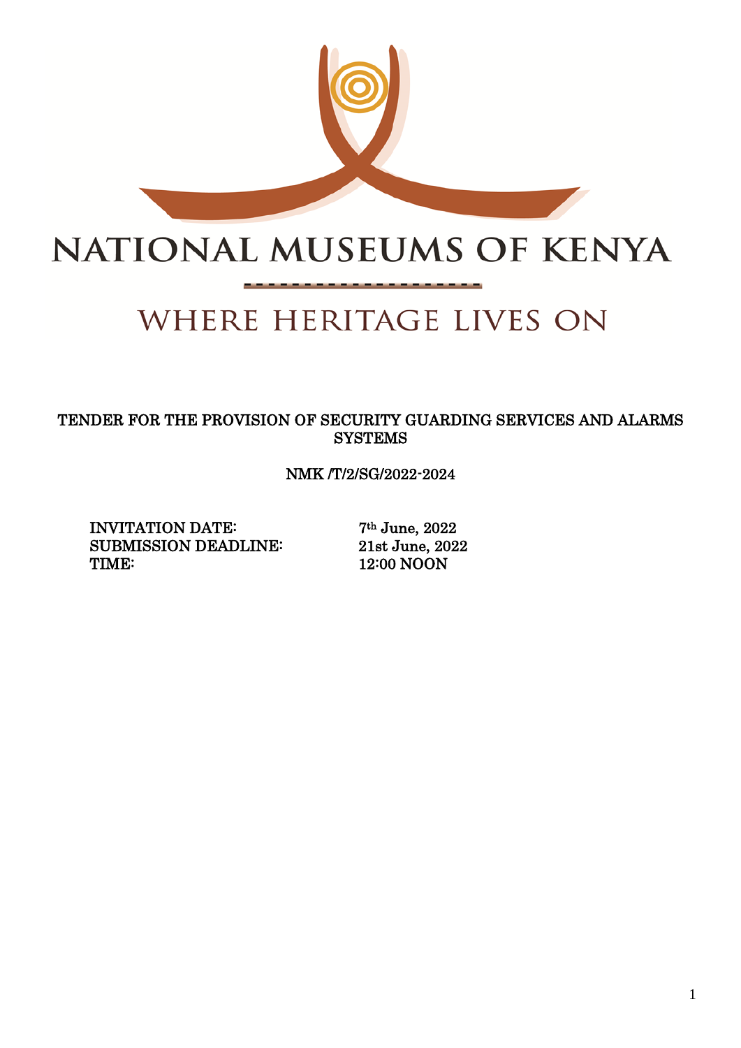# NATIONAL MUSEUMS OF KENYA

WHERE HERITAGE LIVES ON

**TENDER FOR THE PROVISION OF SECURITY GUARDING SERVICES AND ALARMS SYSTEMS**

**NMK /T/2/SG/2022-2024**

| | |
|---|---|
| **INVITATION DATE:** | **7th June, 2022** |
| **SUBMISSION DEADLINE:** | **21st June, 2022** |
| **TIME:** | **12:00 NOON** |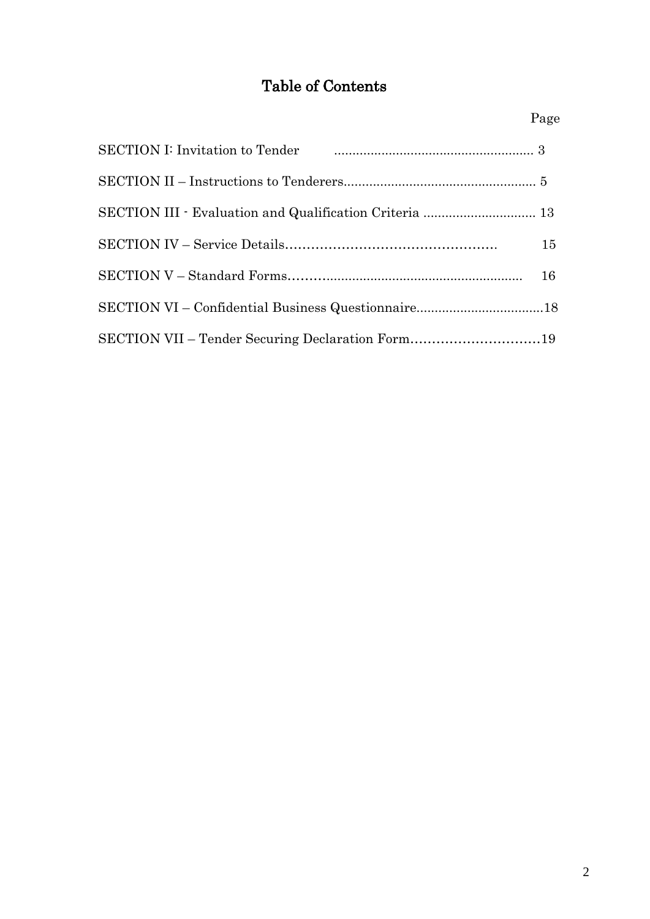# Table of Contents

| | Page |
|---|---|
| SECTION I: Invitation to Tender | 3 |
| SECTION II – Instructions to Tenderers | 5 |
| SECTION III - Evaluation and Qualification Criteria | 13 |
| SECTION IV – Service Details | 15 |
| SECTION V – Standard Forms | 16 |
| SECTION VI – Confidential Business Questionnaire | 18 |
| SECTION VII – Tender Securing Declaration Form | 19 |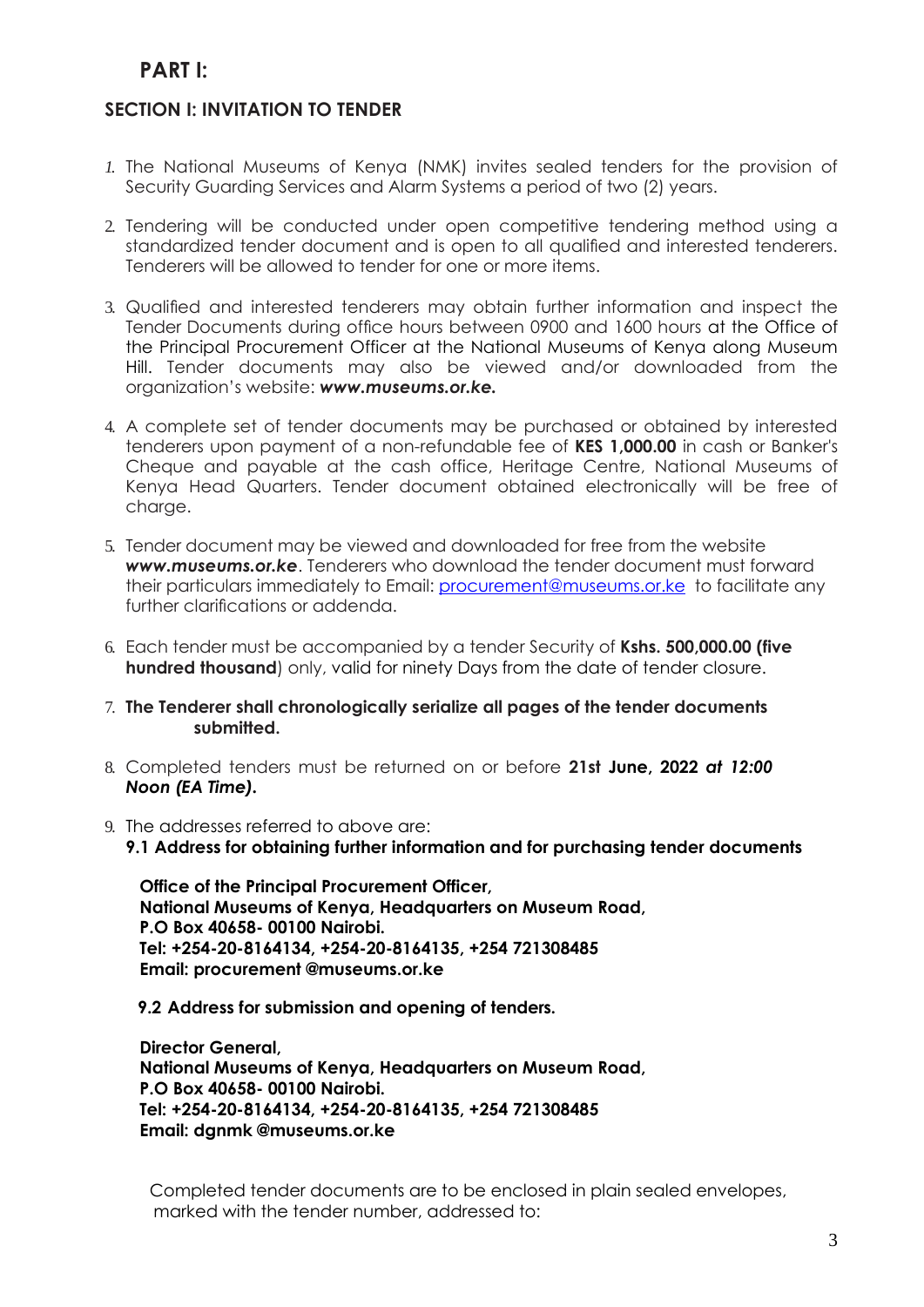# PART I:

## SECTION I: INVITATION TO TENDER

1. The National Museums of Kenya (NMK) invites sealed tenders for the provision of Security Guarding Services and Alarm Systems a period of two (2) years.

2. Tendering will be conducted under open competitive tendering method using a standardized tender document and is open to all qualified and interested tenderers. Tenderers will be allowed to tender for one or more items.

3. Qualified and interested tenderers may obtain further information and inspect the Tender Documents during office hours between 0900 and 1600 hours at the Office of the Principal Procurement Officer at the National Museums of Kenya along Museum Hill. Tender documents may also be viewed and/or downloaded from the organization's website: ***www.museums.or.ke.***

4. A complete set of tender documents may be purchased or obtained by interested tenderers upon payment of a non-refundable fee of **KES 1,000.00** in cash or Banker's Cheque and payable at the cash office, Heritage Centre, National Museums of Kenya Head Quarters. Tender document obtained electronically will be free of charge.

5. Tender document may be viewed and downloaded for free from the website ***www.museums.or.ke***. Tenderers who download the tender document must forward their particulars immediately to Email: procurement@museums.or.ke to facilitate any further clarifications or addenda.

6. Each tender must be accompanied by a tender Security of **Kshs. 500,000.00 (five hundred thousand**) only, valid for ninety Days from the date of tender closure.

7. **The Tenderer shall chronologically serialize all pages of the tender documents submitted.**

8. Completed tenders must be returned on or before **21st June, 2022** ***at 12:00 Noon (EA Time).***

9. The addresses referred to above are:
   **9.1 Address for obtaining further information and for purchasing tender documents**

   **Office of the Principal Procurement Officer,**
   **National Museums of Kenya, Headquarters on Museum Road,**
   **P.O Box 40658- 00100 Nairobi.**
   **Tel: +254-20-8164134, +254-20-8164135, +254 721308485**
   **Email: procurement @museums.or.ke**

   **9.2 Address for submission and opening of tenders.**

   **Director General,**
   **National Museums of Kenya, Headquarters on Museum Road,**
   **P.O Box 40658- 00100 Nairobi.**
   **Tel: +254-20-8164134, +254-20-8164135, +254 721308485**
   **Email: dgnmk @museums.or.ke**

   Completed tender documents are to be enclosed in plain sealed envelopes, marked with the tender number, addressed to: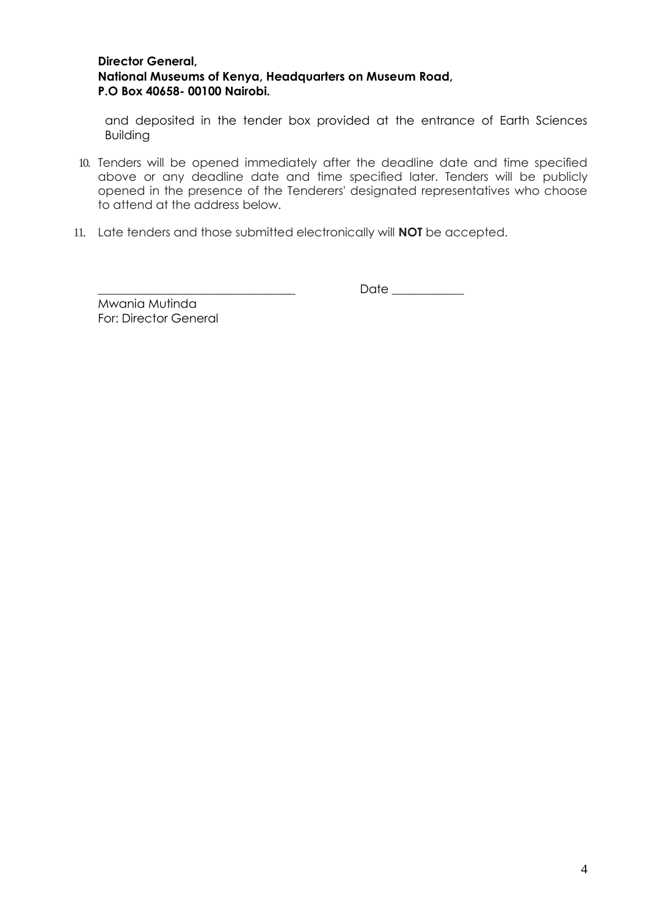**Director General,**
**National Museums of Kenya, Headquarters on Museum Road,**
**P.O Box 40658- 00100 Nairobi.**

and deposited in the tender box provided at the entrance of Earth Sciences Building

10. Tenders will be opened immediately after the deadline date and time specified above or any deadline date and time specified later. Tenders will be publicly opened in the presence of the Tenderers' designated representatives who choose to attend at the address below.

11. Late tenders and those submitted electronically will **NOT** be accepted.

_________________________________ Date ____________

Mwania Mutinda
For: Director General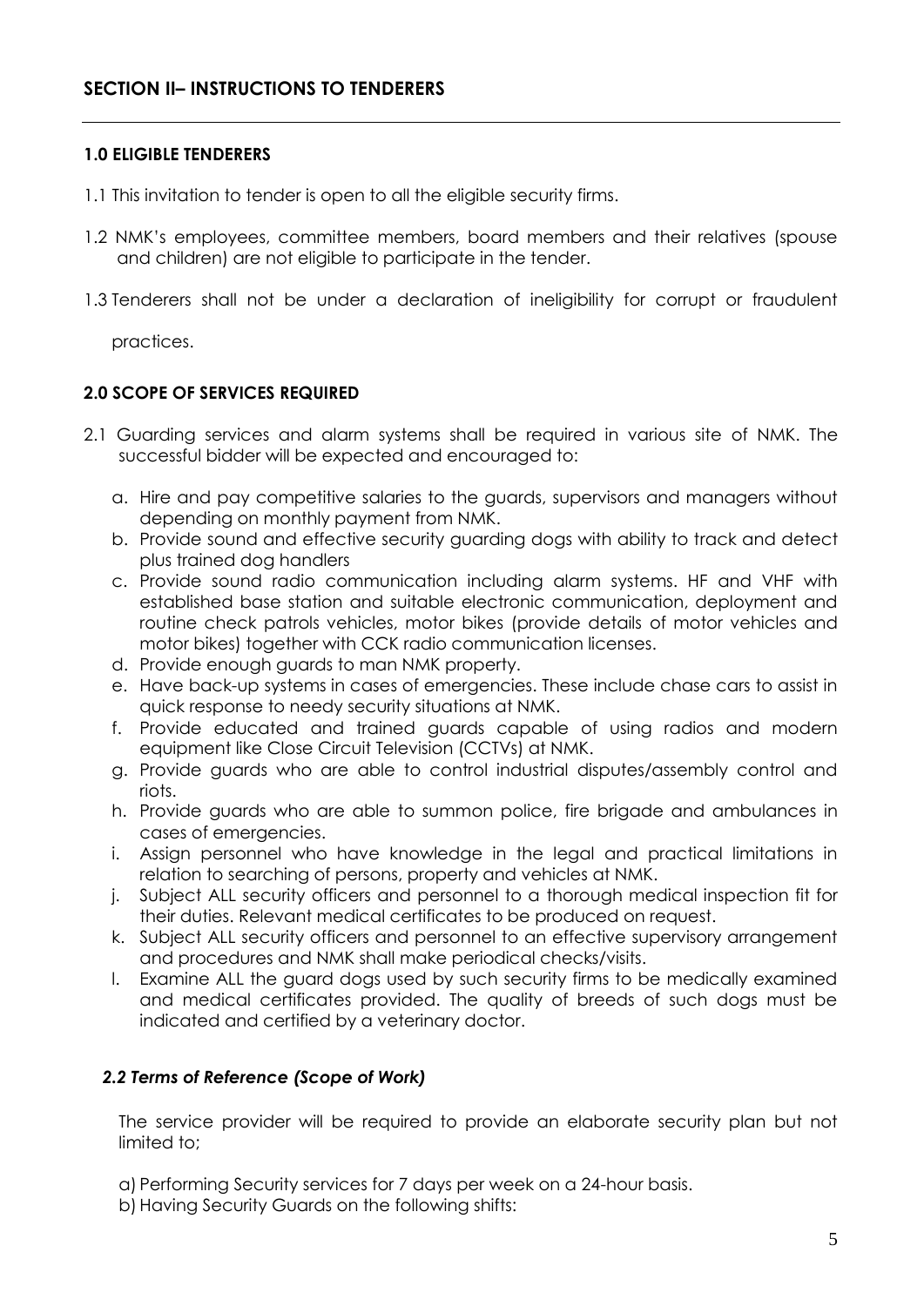## SECTION II– INSTRUCTIONS TO TENDERERS

### 1.0 ELIGIBLE TENDERERS

1.1 This invitation to tender is open to all the eligible security firms.

1.2 NMK's employees, committee members, board members and their relatives (spouse and children) are not eligible to participate in the tender.

1.3 Tenderers shall not be under a declaration of ineligibility for corrupt or fraudulent practices.

### 2.0 SCOPE OF SERVICES REQUIRED

2.1 Guarding services and alarm systems shall be required in various site of NMK. The successful bidder will be expected and encouraged to:

a. Hire and pay competitive salaries to the guards, supervisors and managers without depending on monthly payment from NMK.
b. Provide sound and effective security guarding dogs with ability to track and detect plus trained dog handlers
c. Provide sound radio communication including alarm systems. HF and VHF with established base station and suitable electronic communication, deployment and routine check patrols vehicles, motor bikes (provide details of motor vehicles and motor bikes) together with CCK radio communication licenses.
d. Provide enough guards to man NMK property.
e. Have back-up systems in cases of emergencies. These include chase cars to assist in quick response to needy security situations at NMK.
f. Provide educated and trained guards capable of using radios and modern equipment like Close Circuit Television (CCTVs) at NMK.
g. Provide guards who are able to control industrial disputes/assembly control and riots.
h. Provide guards who are able to summon police, fire brigade and ambulances in cases of emergencies.
i. Assign personnel who have knowledge in the legal and practical limitations in relation to searching of persons, property and vehicles at NMK.
j. Subject ALL security officers and personnel to a thorough medical inspection fit for their duties. Relevant medical certificates to be produced on request.
k. Subject ALL security officers and personnel to an effective supervisory arrangement and procedures and NMK shall make periodical checks/visits.
l. Examine ALL the guard dogs used by such security firms to be medically examined and medical certificates provided. The quality of breeds of such dogs must be indicated and certified by a veterinary doctor.

#### *2.2 Terms of Reference (Scope of Work)*

The service provider will be required to provide an elaborate security plan but not limited to;

a) Performing Security services for 7 days per week on a 24-hour basis.
b) Having Security Guards on the following shifts: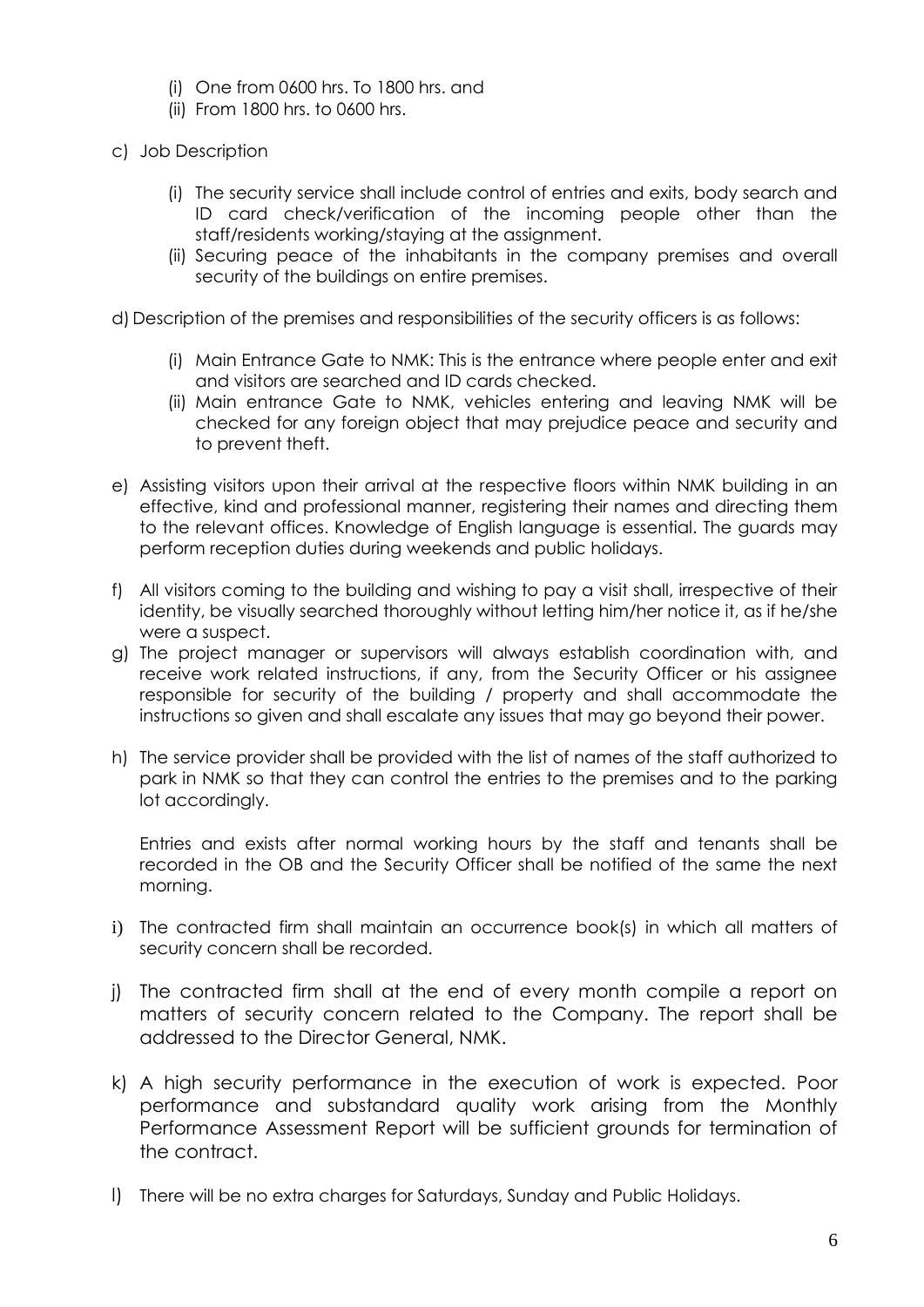(i) One from 0600 hrs. To 1800 hrs. and
(ii) From 1800 hrs. to 0600 hrs.

c) Job Description

(i) The security service shall include control of entries and exits, body search and ID card check/verification of the incoming people other than the staff/residents working/staying at the assignment.
(ii) Securing peace of the inhabitants in the company premises and overall security of the buildings on entire premises.

d) Description of the premises and responsibilities of the security officers is as follows:

(i) Main Entrance Gate to NMK: This is the entrance where people enter and exit and visitors are searched and ID cards checked.
(ii) Main entrance Gate to NMK, vehicles entering and leaving NMK will be checked for any foreign object that may prejudice peace and security and to prevent theft.

e) Assisting visitors upon their arrival at the respective floors within NMK building in an effective, kind and professional manner, registering their names and directing them to the relevant offices. Knowledge of English language is essential. The guards may perform reception duties during weekends and public holidays.

f) All visitors coming to the building and wishing to pay a visit shall, irrespective of their identity, be visually searched thoroughly without letting him/her notice it, as if he/she were a suspect.

g) The project manager or supervisors will always establish coordination with, and receive work related instructions, if any, from the Security Officer or his assignee responsible for security of the building / property and shall accommodate the instructions so given and shall escalate any issues that may go beyond their power.

h) The service provider shall be provided with the list of names of the staff authorized to park in NMK so that they can control the entries to the premises and to the parking lot accordingly.

Entries and exists after normal working hours by the staff and tenants shall be recorded in the OB and the Security Officer shall be notified of the same the next morning.

i) The contracted firm shall maintain an occurrence book(s) in which all matters of security concern shall be recorded.

j) The contracted firm shall at the end of every month compile a report on matters of security concern related to the Company. The report shall be addressed to the Director General, NMK.

k) A high security performance in the execution of work is expected. Poor performance and substandard quality work arising from the Monthly Performance Assessment Report will be sufficient grounds for termination of the contract.

l) There will be no extra charges for Saturdays, Sunday and Public Holidays.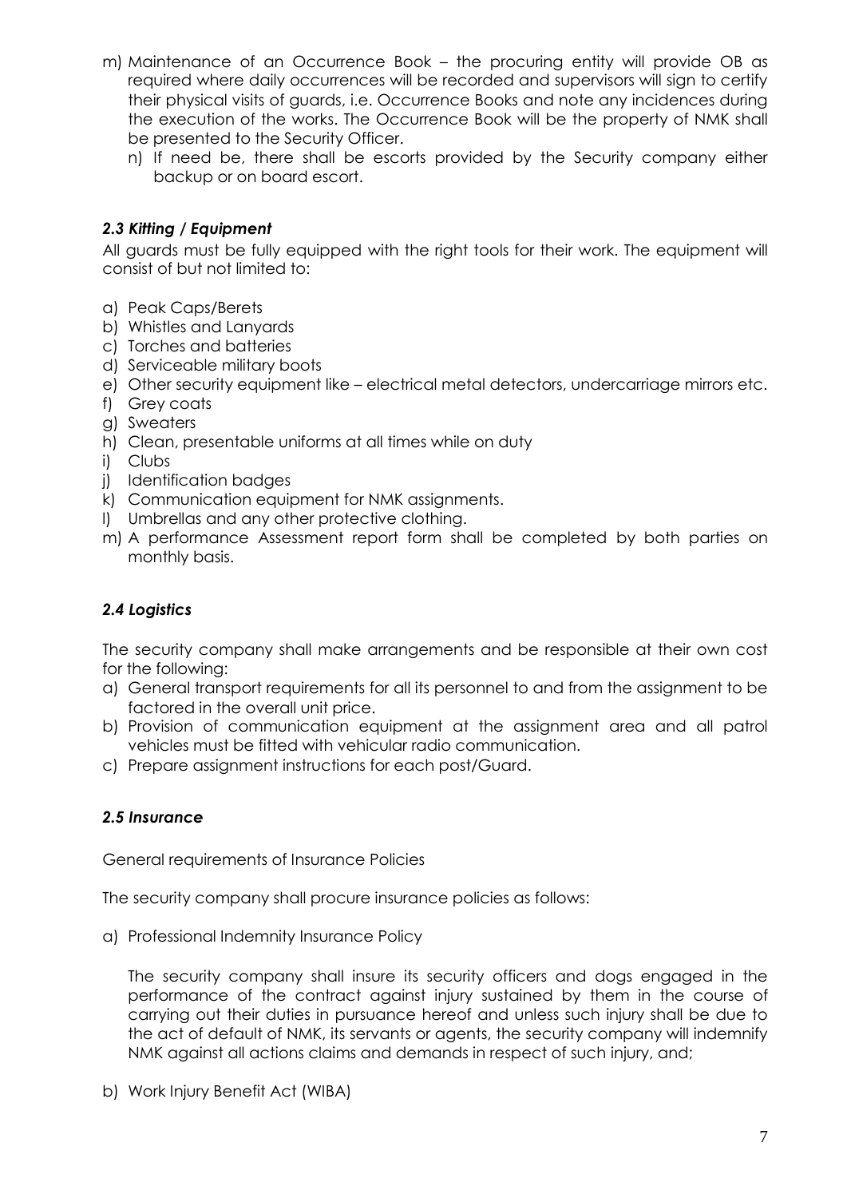m) Maintenance of an Occurrence Book – the procuring entity will provide OB as required where daily occurrences will be recorded and supervisors will sign to certify their physical visits of guards, i.e. Occurrence Books and note any incidences during the execution of the works. The Occurrence Book will be the property of NMK shall be presented to the Security Officer.

n) If need be, there shall be escorts provided by the Security company either backup or on board escort.

### *2.3 Kitting / Equipment*

All guards must be fully equipped with the right tools for their work. The equipment will consist of but not limited to:

a) Peak Caps/Berets
b) Whistles and Lanyards
c) Torches and batteries
d) Serviceable military boots
e) Other security equipment like – electrical metal detectors, undercarriage mirrors etc.
f) Grey coats
g) Sweaters
h) Clean, presentable uniforms at all times while on duty
i) Clubs
j) Identification badges
k) Communication equipment for NMK assignments.
l) Umbrellas and any other protective clothing.
m) A performance Assessment report form shall be completed by both parties on monthly basis.

### *2.4 Logistics*

The security company shall make arrangements and be responsible at their own cost for the following:

a) General transport requirements for all its personnel to and from the assignment to be factored in the overall unit price.
b) Provision of communication equipment at the assignment area and all patrol vehicles must be fitted with vehicular radio communication.
c) Prepare assignment instructions for each post/Guard.

### *2.5 Insurance*

General requirements of Insurance Policies

The security company shall procure insurance policies as follows:

a) Professional Indemnity Insurance Policy

The security company shall insure its security officers and dogs engaged in the performance of the contract against injury sustained by them in the course of carrying out their duties in pursuance hereof and unless such injury shall be due to the act of default of NMK, its servants or agents, the security company will indemnify NMK against all actions claims and demands in respect of such injury, and;

b) Work Injury Benefit Act (WIBA)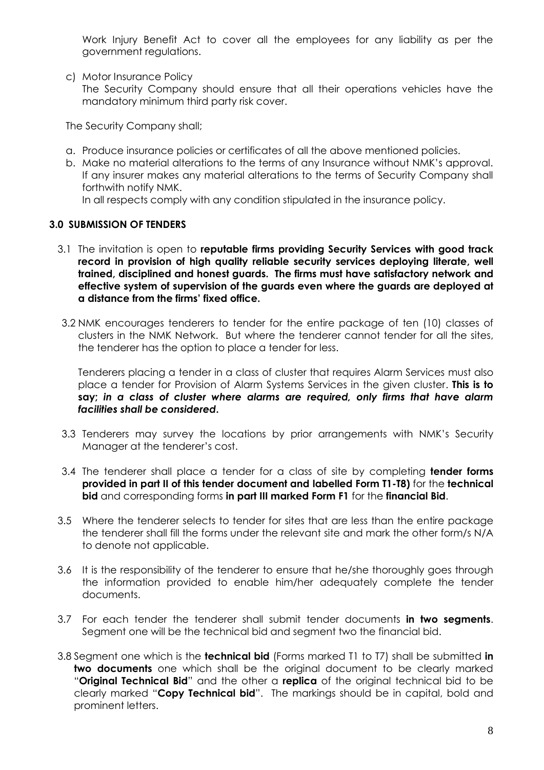Work Injury Benefit Act to cover all the employees for any liability as per the government regulations.

c) Motor Insurance Policy
   The Security Company should ensure that all their operations vehicles have the mandatory minimum third party risk cover.

The Security Company shall;

a. Produce insurance policies or certificates of all the above mentioned policies.
b. Make no material alterations to the terms of any Insurance without NMK's approval. If any insurer makes any material alterations to the terms of Security Company shall forthwith notify NMK.
   In all respects comply with any condition stipulated in the insurance policy.

## 3.0 SUBMISSION OF TENDERS

3.1 The invitation is open to **reputable firms providing Security Services with good track record in provision of high quality reliable security services deploying literate, well trained, disciplined and honest guards. The firms must have satisfactory network and effective system of supervision of the guards even where the guards are deployed at a distance from the firms' fixed office.**

3.2 NMK encourages tenderers to tender for the entire package of ten (10) classes of clusters in the NMK Network. But where the tenderer cannot tender for all the sites, the tenderer has the option to place a tender for less.

Tenderers placing a tender in a class of cluster that requires Alarm Services must also place a tender for Provision of Alarm Systems Services in the given cluster. **This is to say; *in a class of cluster where alarms are required, only firms that have alarm facilities shall be considered*.**

3.3 Tenderers may survey the locations by prior arrangements with NMK's Security Manager at the tenderer's cost.

3.4 The tenderer shall place a tender for a class of site by completing **tender forms provided in part II of this tender document and labelled Form T1-T8)** for the **technical bid** and corresponding forms **in part III marked Form F1** for the **financial Bid**.

3.5 Where the tenderer selects to tender for sites that are less than the entire package the tenderer shall fill the forms under the relevant site and mark the other form/s N/A to denote not applicable.

3.6 It is the responsibility of the tenderer to ensure that he/she thoroughly goes through the information provided to enable him/her adequately complete the tender documents.

3.7 For each tender the tenderer shall submit tender documents **in two segments**. Segment one will be the technical bid and segment two the financial bid.

3.8 Segment one which is the **technical bid** (Forms marked T1 to T7) shall be submitted **in two documents** one which shall be the original document to be clearly marked "**Original Technical Bid**" and the other a **replica** of the original technical bid to be clearly marked "**Copy Technical bid**". The markings should be in capital, bold and prominent letters.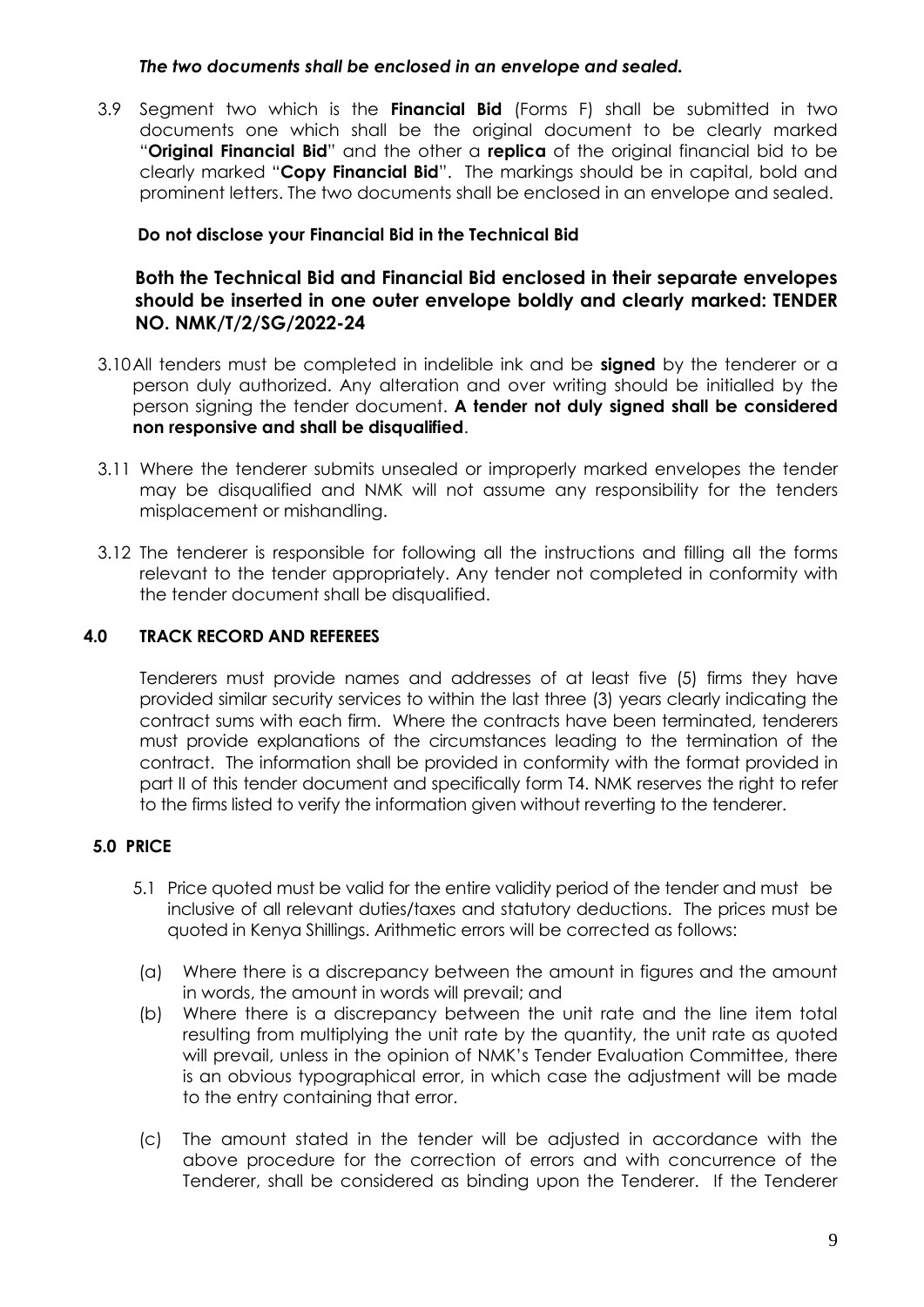***The two documents shall be enclosed in an envelope and sealed.***

3.9 Segment two which is the **Financial Bid** (Forms F) shall be submitted in two documents one which shall be the original document to be clearly marked "**Original Financial Bid**" and the other a **replica** of the original financial bid to be clearly marked "**Copy Financial Bid**". The markings should be in capital, bold and prominent letters. The two documents shall be enclosed in an envelope and sealed.

**Do not disclose your Financial Bid in the Technical Bid**

**Both the Technical Bid and Financial Bid enclosed in their separate envelopes should be inserted in one outer envelope boldly and clearly marked: TENDER NO. NMK/T/2/SG/2022-24**

3.10 All tenders must be completed in indelible ink and be **signed** by the tenderer or a person duly authorized. Any alteration and over writing should be initialled by the person signing the tender document. **A tender not duly signed shall be considered non responsive and shall be disqualified**.

3.11 Where the tenderer submits unsealed or improperly marked envelopes the tender may be disqualified and NMK will not assume any responsibility for the tenders misplacement or mishandling.

3.12 The tenderer is responsible for following all the instructions and filling all the forms relevant to the tender appropriately. Any tender not completed in conformity with the tender document shall be disqualified.

## 4.0 TRACK RECORD AND REFEREES

Tenderers must provide names and addresses of at least five (5) firms they have provided similar security services to within the last three (3) years clearly indicating the contract sums with each firm. Where the contracts have been terminated, tenderers must provide explanations of the circumstances leading to the termination of the contract. The information shall be provided in conformity with the format provided in part II of this tender document and specifically form T4. NMK reserves the right to refer to the firms listed to verify the information given without reverting to the tenderer.

## 5.0 PRICE

5.1 Price quoted must be valid for the entire validity period of the tender and must be inclusive of all relevant duties/taxes and statutory deductions. The prices must be quoted in Kenya Shillings. Arithmetic errors will be corrected as follows:

(a) Where there is a discrepancy between the amount in figures and the amount in words, the amount in words will prevail; and

(b) Where there is a discrepancy between the unit rate and the line item total resulting from multiplying the unit rate by the quantity, the unit rate as quoted will prevail, unless in the opinion of NMK's Tender Evaluation Committee, there is an obvious typographical error, in which case the adjustment will be made to the entry containing that error.

(c) The amount stated in the tender will be adjusted in accordance with the above procedure for the correction of errors and with concurrence of the Tenderer, shall be considered as binding upon the Tenderer. If the Tenderer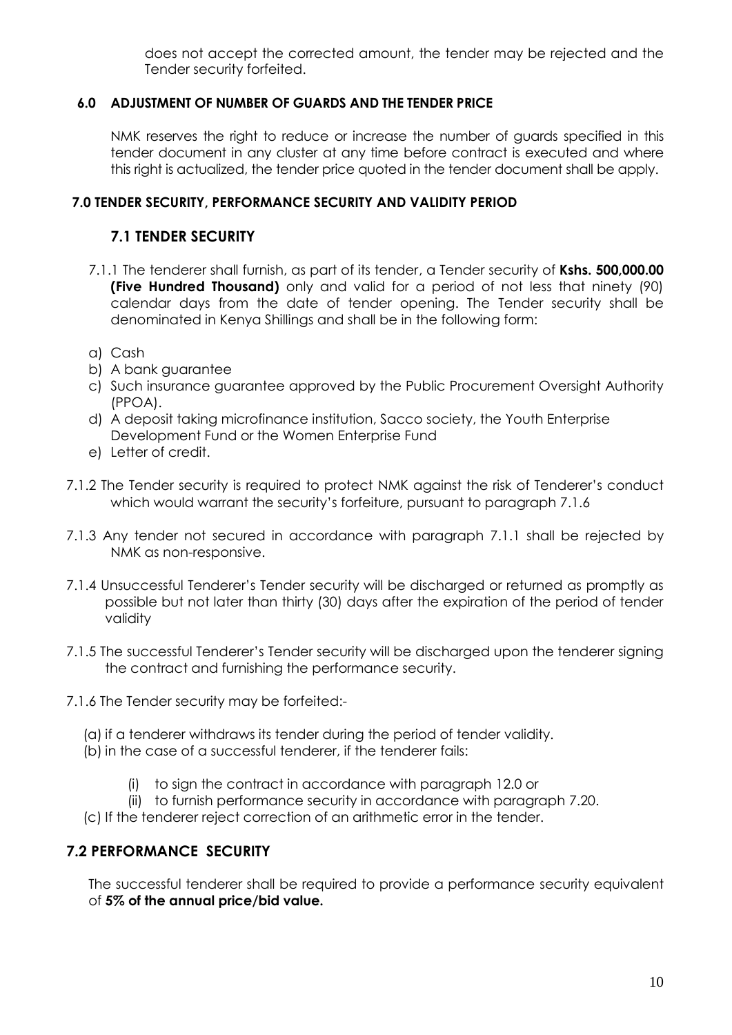does not accept the corrected amount, the tender may be rejected and the Tender security forfeited.

### 6.0 ADJUSTMENT OF NUMBER OF GUARDS AND THE TENDER PRICE

NMK reserves the right to reduce or increase the number of guards specified in this tender document in any cluster at any time before contract is executed and where this right is actualized, the tender price quoted in the tender document shall be apply.

### 7.0 TENDER SECURITY, PERFORMANCE SECURITY AND VALIDITY PERIOD

### 7.1 TENDER SECURITY

7.1.1 The tenderer shall furnish, as part of its tender, a Tender security of **Kshs. 500,000.00 (Five Hundred Thousand)** only and valid for a period of not less that ninety (90) calendar days from the date of tender opening. The Tender security shall be denominated in Kenya Shillings and shall be in the following form:

a) Cash
b) A bank guarantee
c) Such insurance guarantee approved by the Public Procurement Oversight Authority (PPOA).
d) A deposit taking microfinance institution, Sacco society, the Youth Enterprise Development Fund or the Women Enterprise Fund
e) Letter of credit.

7.1.2 The Tender security is required to protect NMK against the risk of Tenderer's conduct which would warrant the security's forfeiture, pursuant to paragraph 7.1.6

7.1.3 Any tender not secured in accordance with paragraph 7.1.1 shall be rejected by NMK as non-responsive.

7.1.4 Unsuccessful Tenderer's Tender security will be discharged or returned as promptly as possible but not later than thirty (30) days after the expiration of the period of tender validity

7.1.5 The successful Tenderer's Tender security will be discharged upon the tenderer signing the contract and furnishing the performance security.

7.1.6 The Tender security may be forfeited:-

(a) if a tenderer withdraws its tender during the period of tender validity.
(b) in the case of a successful tenderer, if the tenderer fails:

(i) to sign the contract in accordance with paragraph 12.0 or
(ii) to furnish performance security in accordance with paragraph 7.20.

(c) If the tenderer reject correction of an arithmetic error in the tender.

### 7.2 PERFORMANCE SECURITY

The successful tenderer shall be required to provide a performance security equivalent of **5% of the annual price/bid value.**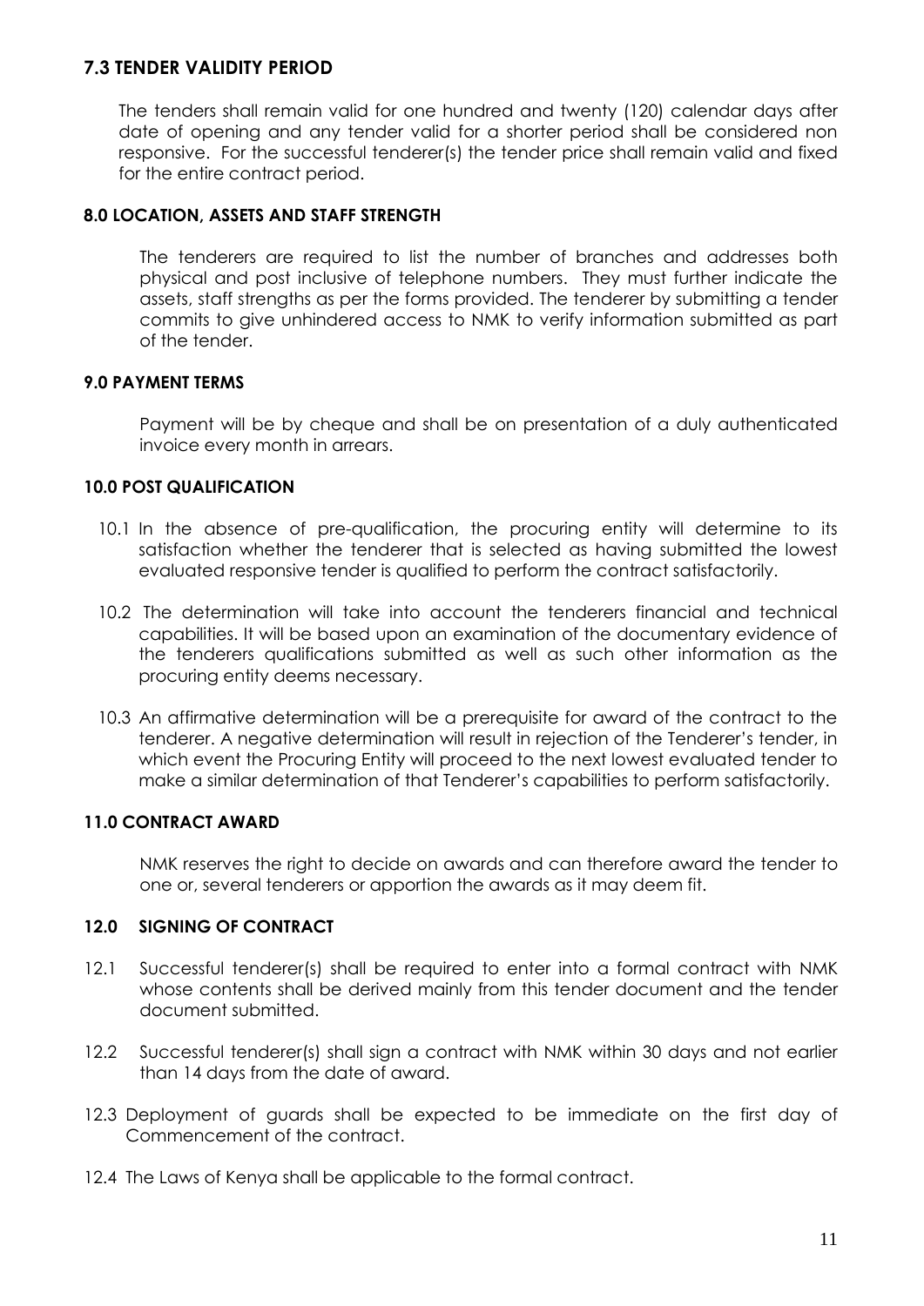### 7.3 TENDER VALIDITY PERIOD

The tenders shall remain valid for one hundred and twenty (120) calendar days after date of opening and any tender valid for a shorter period shall be considered non responsive. For the successful tenderer(s) the tender price shall remain valid and fixed for the entire contract period.

### 8.0 LOCATION, ASSETS AND STAFF STRENGTH

The tenderers are required to list the number of branches and addresses both physical and post inclusive of telephone numbers. They must further indicate the assets, staff strengths as per the forms provided. The tenderer by submitting a tender commits to give unhindered access to NMK to verify information submitted as part of the tender.

### 9.0 PAYMENT TERMS

Payment will be by cheque and shall be on presentation of a duly authenticated invoice every month in arrears.

### 10.0 POST QUALIFICATION

10.1 In the absence of pre-qualification, the procuring entity will determine to its satisfaction whether the tenderer that is selected as having submitted the lowest evaluated responsive tender is qualified to perform the contract satisfactorily.

10.2 The determination will take into account the tenderers financial and technical capabilities. It will be based upon an examination of the documentary evidence of the tenderers qualifications submitted as well as such other information as the procuring entity deems necessary.

10.3 An affirmative determination will be a prerequisite for award of the contract to the tenderer. A negative determination will result in rejection of the Tenderer's tender, in which event the Procuring Entity will proceed to the next lowest evaluated tender to make a similar determination of that Tenderer's capabilities to perform satisfactorily.

### 11.0 CONTRACT AWARD

NMK reserves the right to decide on awards and can therefore award the tender to one or, several tenderers or apportion the awards as it may deem fit.

### 12.0 SIGNING OF CONTRACT

12.1 Successful tenderer(s) shall be required to enter into a formal contract with NMK whose contents shall be derived mainly from this tender document and the tender document submitted.

12.2 Successful tenderer(s) shall sign a contract with NMK within 30 days and not earlier than 14 days from the date of award.

12.3 Deployment of guards shall be expected to be immediate on the first day of Commencement of the contract.

12.4 The Laws of Kenya shall be applicable to the formal contract.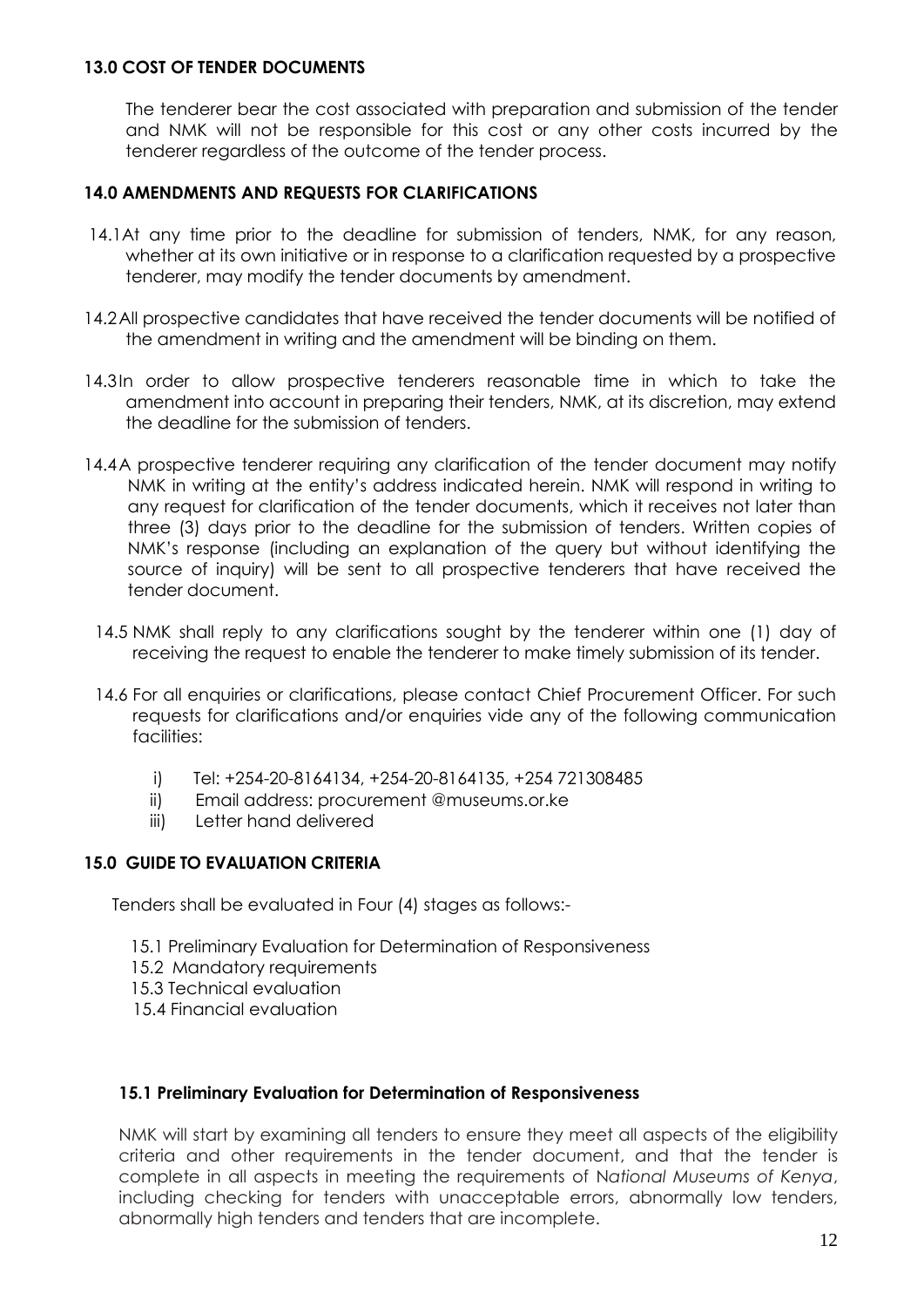### 13.0 COST OF TENDER DOCUMENTS

The tenderer bear the cost associated with preparation and submission of the tender and NMK will not be responsible for this cost or any other costs incurred by the tenderer regardless of the outcome of the tender process.

### 14.0 AMENDMENTS AND REQUESTS FOR CLARIFICATIONS

14.1 At any time prior to the deadline for submission of tenders, NMK, for any reason, whether at its own initiative or in response to a clarification requested by a prospective tenderer, may modify the tender documents by amendment.

14.2 All prospective candidates that have received the tender documents will be notified of the amendment in writing and the amendment will be binding on them.

14.3 In order to allow prospective tenderers reasonable time in which to take the amendment into account in preparing their tenders, NMK, at its discretion, may extend the deadline for the submission of tenders.

14.4 A prospective tenderer requiring any clarification of the tender document may notify NMK in writing at the entity's address indicated herein. NMK will respond in writing to any request for clarification of the tender documents, which it receives not later than three (3) days prior to the deadline for the submission of tenders. Written copies of NMK's response (including an explanation of the query but without identifying the source of inquiry) will be sent to all prospective tenderers that have received the tender document.

14.5 NMK shall reply to any clarifications sought by the tenderer within one (1) day of receiving the request to enable the tenderer to make timely submission of its tender.

14.6 For all enquiries or clarifications, please contact Chief Procurement Officer. For such requests for clarifications and/or enquiries vide any of the following communication facilities:

i) Tel: +254-20-8164134, +254-20-8164135, +254 721308485
ii) Email address: procurement @museums.or.ke
iii) Letter hand delivered

### 15.0 GUIDE TO EVALUATION CRITERIA

Tenders shall be evaluated in Four (4) stages as follows:-

15.1 Preliminary Evaluation for Determination of Responsiveness
15.2 Mandatory requirements
15.3 Technical evaluation
15.4 Financial evaluation

#### 15.1 Preliminary Evaluation for Determination of Responsiveness

NMK will start by examining all tenders to ensure they meet all aspects of the eligibility criteria and other requirements in the tender document, and that the tender is complete in all aspects in meeting the requirements of N*ational Museums of Kenya*, including checking for tenders with unacceptable errors, abnormally low tenders, abnormally high tenders and tenders that are incomplete.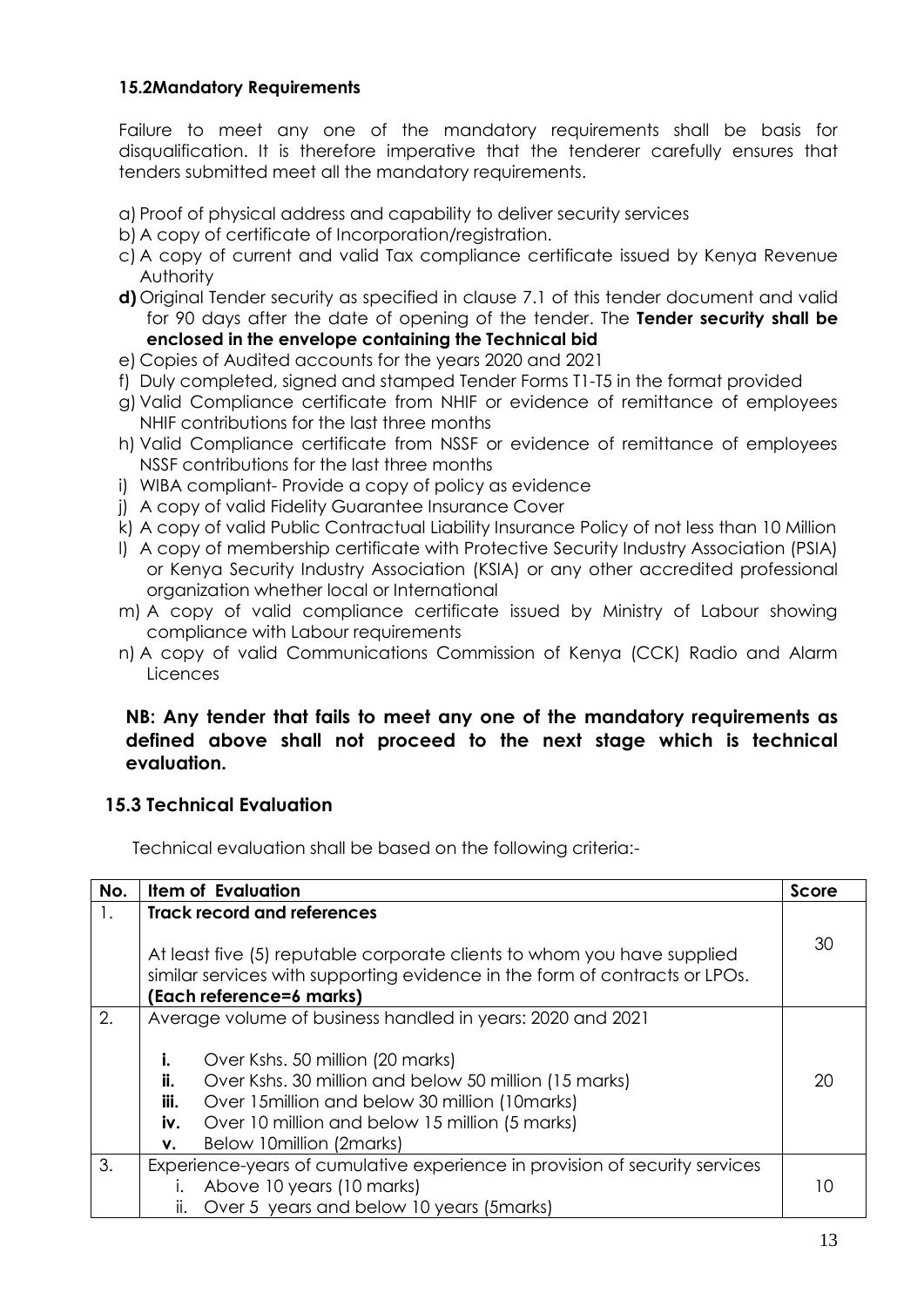### 15.2Mandatory Requirements

Failure to meet any one of the mandatory requirements shall be basis for disqualification. It is therefore imperative that the tenderer carefully ensures that tenders submitted meet all the mandatory requirements.

a) Proof of physical address and capability to deliver security services
b) A copy of certificate of Incorporation/registration.
c) A copy of current and valid Tax compliance certificate issued by Kenya Revenue Authority
**d)** Original Tender security as specified in clause 7.1 of this tender document and valid for 90 days after the date of opening of the tender. The **Tender security shall be enclosed in the envelope containing the Technical bid**
e) Copies of Audited accounts for the years 2020 and 2021
f) Duly completed, signed and stamped Tender Forms T1-T5 in the format provided
g) Valid Compliance certificate from NHIF or evidence of remittance of employees NHIF contributions for the last three months
h) Valid Compliance certificate from NSSF or evidence of remittance of employees NSSF contributions for the last three months
i) WIBA compliant- Provide a copy of policy as evidence
j) A copy of valid Fidelity Guarantee Insurance Cover
k) A copy of valid Public Contractual Liability Insurance Policy of not less than 10 Million
l) A copy of membership certificate with Protective Security Industry Association (PSIA) or Kenya Security Industry Association (KSIA) or any other accredited professional organization whether local or International
m) A copy of valid compliance certificate issued by Ministry of Labour showing compliance with Labour requirements
n) A copy of valid Communications Commission of Kenya (CCK) Radio and Alarm Licences

**NB: Any tender that fails to meet any one of the mandatory requirements as defined above shall not proceed to the next stage which is technical evaluation.**

### 15.3 Technical Evaluation

Technical evaluation shall be based on the following criteria:-

| No. | Item of Evaluation | Score |
|---|---|---|
| 1. | **Track record and references**<br><br>At least five (5) reputable corporate clients to whom you have supplied similar services with supporting evidence in the form of contracts or LPOs. **(Each reference=6 marks)** | 30 |
| 2. | Average volume of business handled in years: 2020 and 2021<br><br>**i.** Over Kshs. 50 million (20 marks)<br>**ii.** Over Kshs. 30 million and below 50 million (15 marks)<br>**iii.** Over 15million and below 30 million (10marks)<br>**iv.** Over 10 million and below 15 million (5 marks)<br>**v.** Below 10million (2marks) | 20 |
| 3. | Experience-years of cumulative experience in provision of security services<br>i. Above 10 years (10 marks)<br>ii. Over 5 years and below 10 years (5marks) | 10 |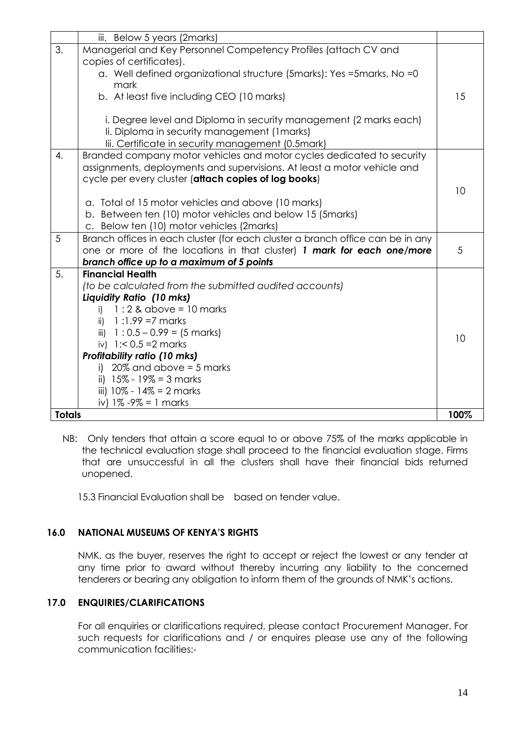| | | |
|---|---|---|
| | iii. Below 5 years (2marks) | |
| 3. | Managerial and Key Personnel Competency Profiles (attach CV and copies of certificates).<br>a. Well defined organizational structure (5marks): Yes =5marks, No =0 mark<br>b. At least five including CEO (10 marks)<br><br>i. Degree level and Diploma in security management (2 marks each)<br>Ii. Diploma in security management (1marks)<br>Iii. Certificate in security management (0.5mark) | 15 |
| 4. | Branded company motor vehicles and motor cycles dedicated to security assignments, deployments and supervisions. At least a motor vehicle and cycle per every cluster (**attach copies of log books**)<br><br>a. Total of 15 motor vehicles and above (10 marks)<br>b. Between ten (10) motor vehicles and below 15 (5marks)<br>c. Below ten (10) motor vehicles (2marks) | 10 |
| 5 | Branch offices in each cluster (for each cluster a branch office can be in any one or more of the locations in that cluster) ***1 mark for each one/more branch office up to a maximum of 5 points*** | 5 |
| 5. | **Financial Health**<br>*(to be calculated from the submitted audited accounts)*<br>***Liquidity Ratio (10 mks)***<br>i) 1 : 2 & above = 10 marks<br>ii) 1 :1.99 =7 marks<br>iii) 1 : 0.5 – 0.99 = (5 marks)<br>iv) 1:< 0.5 =2 marks<br>***Profitability ratio (10 mks)***<br>i) 20% and above = 5 marks<br>ii) 15% - 19% = 3 marks<br>iii) 10% - 14% = 2 marks<br>iv) 1% -9% = 1 marks | 10 |
| **Totals** | | **100%** |

NB: Only tenders that attain a score equal to or above 75% of the marks applicable in the technical evaluation stage shall proceed to the financial evaluation stage. Firms that are unsuccessful in all the clusters shall have their financial bids returned unopened.

15.3 Financial Evaluation shall be based on tender value.

## 16.0 NATIONAL MUSEUMS OF KENYA'S RIGHTS

NMK, as the buyer, reserves the right to accept or reject the lowest or any tender at any time prior to award without thereby incurring any liability to the concerned tenderers or bearing any obligation to inform them of the grounds of NMK's actions.

## 17.0 ENQUIRIES/CLARIFICATIONS

For all enquiries or clarifications required, please contact Procurement Manager. For such requests for clarifications and / or enquires please use any of the following communication facilities:-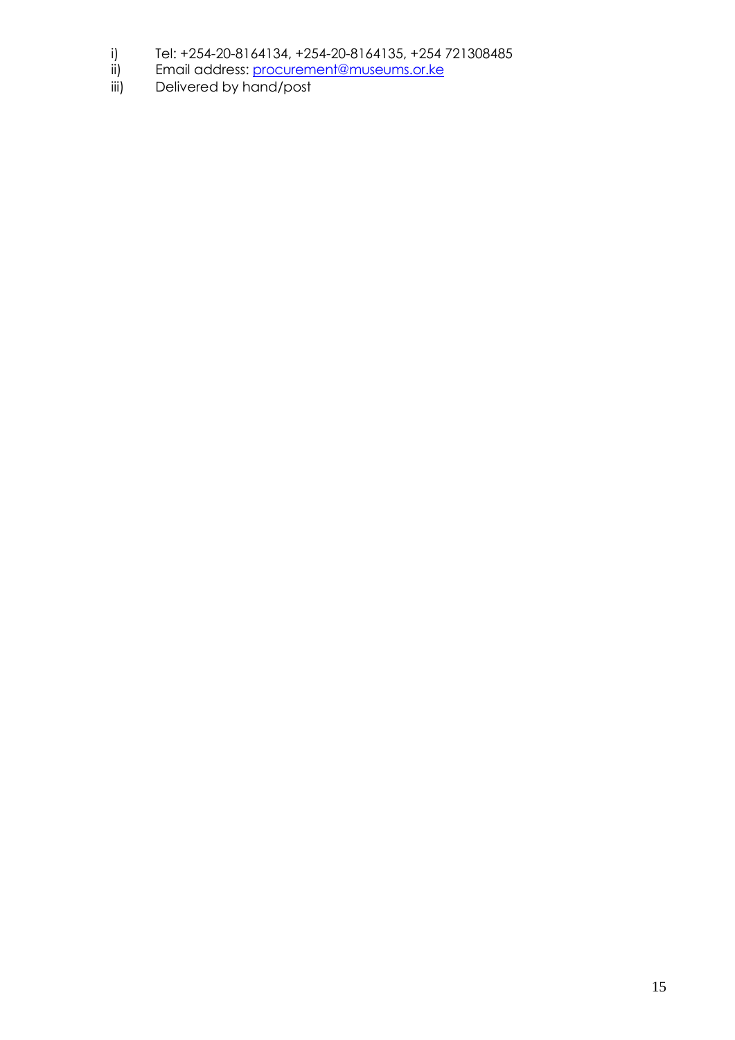i) Tel: +254-20-8164134, +254-20-8164135, +254 721308485
ii) Email address: procurement@museums.or.ke
iii) Delivered by hand/post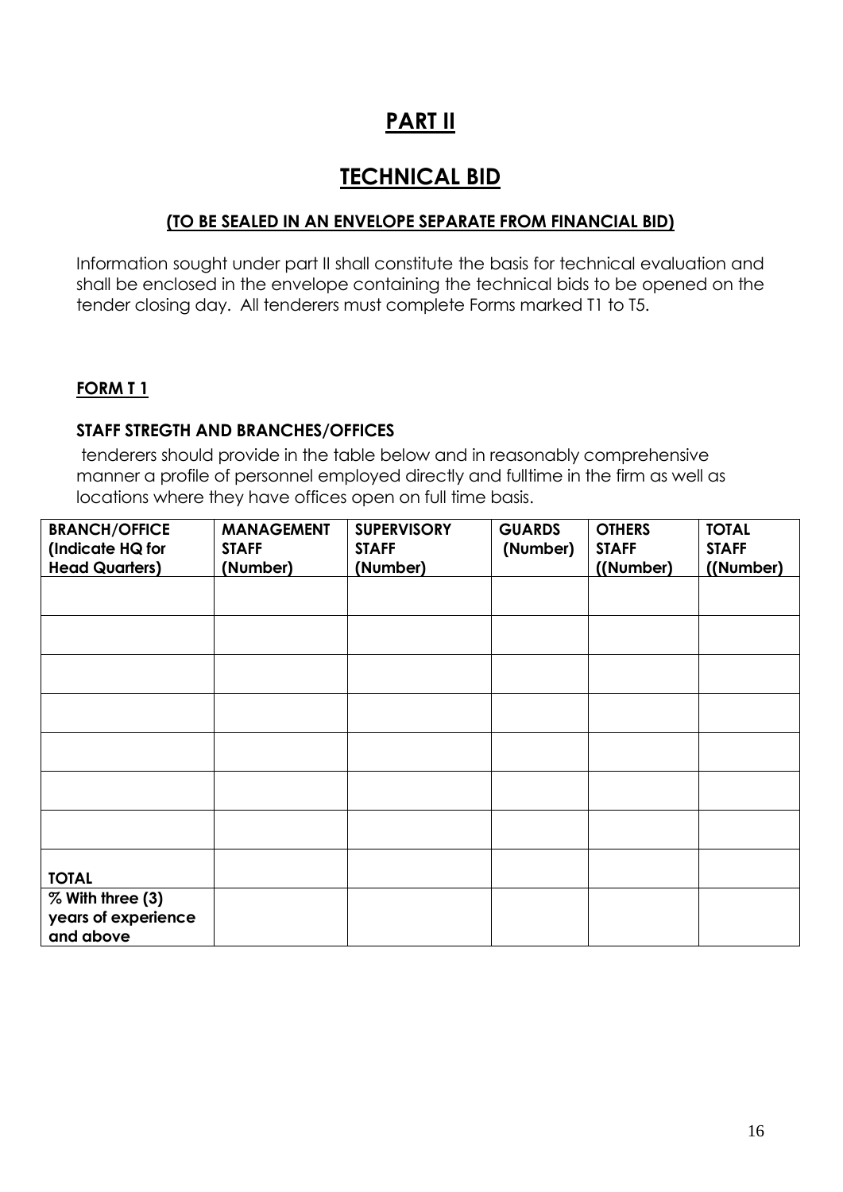# PART II

# TECHNICAL BID

**(TO BE SEALED IN AN ENVELOPE SEPARATE FROM FINANCIAL BID)**

Information sought under part II shall constitute the basis for technical evaluation and shall be enclosed in the envelope containing the technical bids to be opened on the tender closing day. All tenderers must complete Forms marked T1 to T5.

**FORM T 1**

**STAFF STREGTH AND BRANCHES/OFFICES**

tenderers should provide in the table below and in reasonably comprehensive manner a profile of personnel employed directly and fulltime in the firm as well as locations where they have offices open on full time basis.

| BRANCH/OFFICE (Indicate HQ for Head Quarters) | MANAGEMENT STAFF (Number) | SUPERVISORY STAFF (Number) | GUARDS (Number) | OTHERS STAFF ((Number) | TOTAL STAFF ((Number) |
|---|---|---|---|---|---|
| | | | | | |
| | | | | | |
| | | | | | |
| | | | | | |
| | | | | | |
| | | | | | |
| | | | | | |
| **TOTAL** | | | | | |
| **% With three (3) years of experience and above** | | | | | |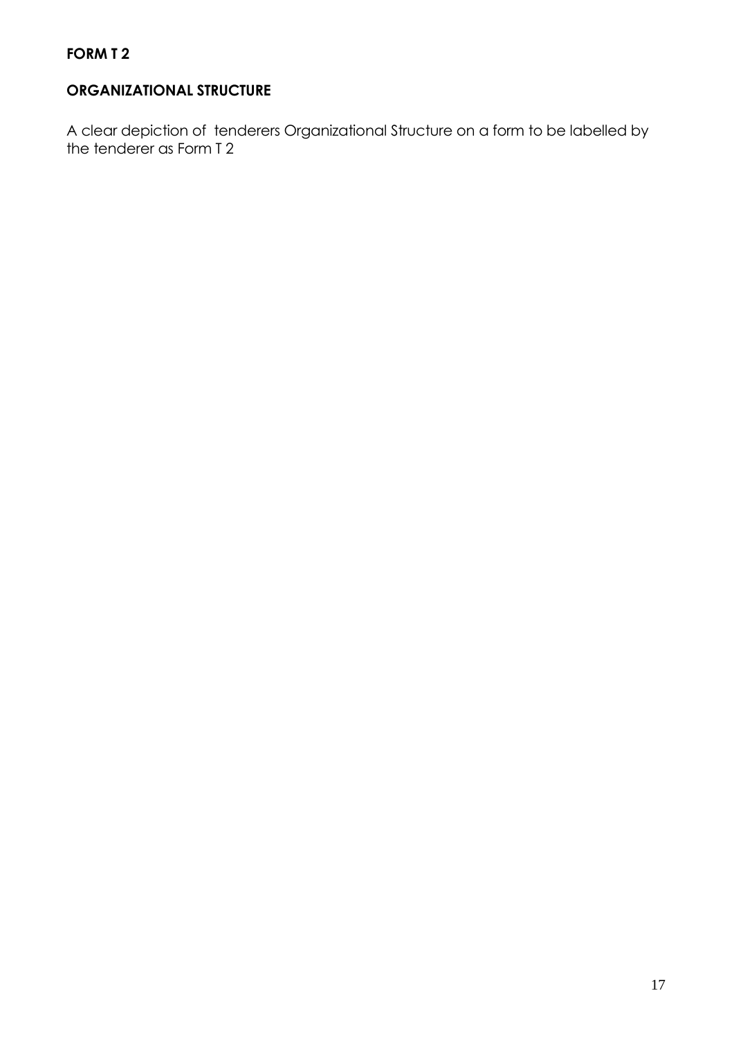**FORM T 2**

**ORGANIZATIONAL STRUCTURE**

A clear depiction of tenderers Organizational Structure on a form to be labelled by the tenderer as Form T 2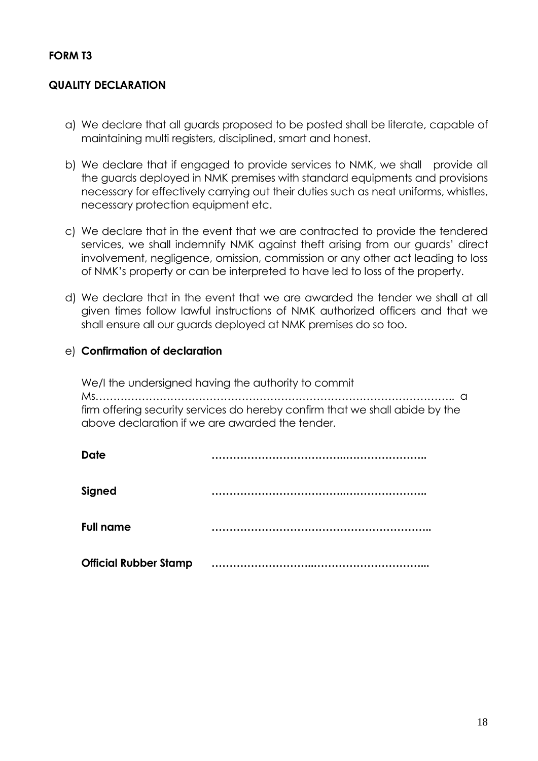**FORM T3**

**QUALITY DECLARATION**

a) We declare that all guards proposed to be posted shall be literate, capable of maintaining multi registers, disciplined, smart and honest.

b) We declare that if engaged to provide services to NMK, we shall provide all the guards deployed in NMK premises with standard equipments and provisions necessary for effectively carrying out their duties such as neat uniforms, whistles, necessary protection equipment etc.

c) We declare that in the event that we are contracted to provide the tendered services, we shall indemnify NMK against theft arising from our guards' direct involvement, negligence, omission, commission or any other act leading to loss of NMK's property or can be interpreted to have led to loss of the property.

d) We declare that in the event that we are awarded the tender we shall at all given times follow lawful instructions of NMK authorized officers and that we shall ensure all our guards deployed at NMK premises do so too.

e) **Confirmation of declaration**

We/I the undersigned having the authority to commit Ms…………………………………………………………………………………….. a firm offering security services do hereby confirm that we shall abide by the above declaration if we are awarded the tender.

**Date** ……………………………….…………………..

**Signed** ……………………………….…………………..

**Full name** ……………………………………………………..

**Official Rubber Stamp** ……………………..…………………………...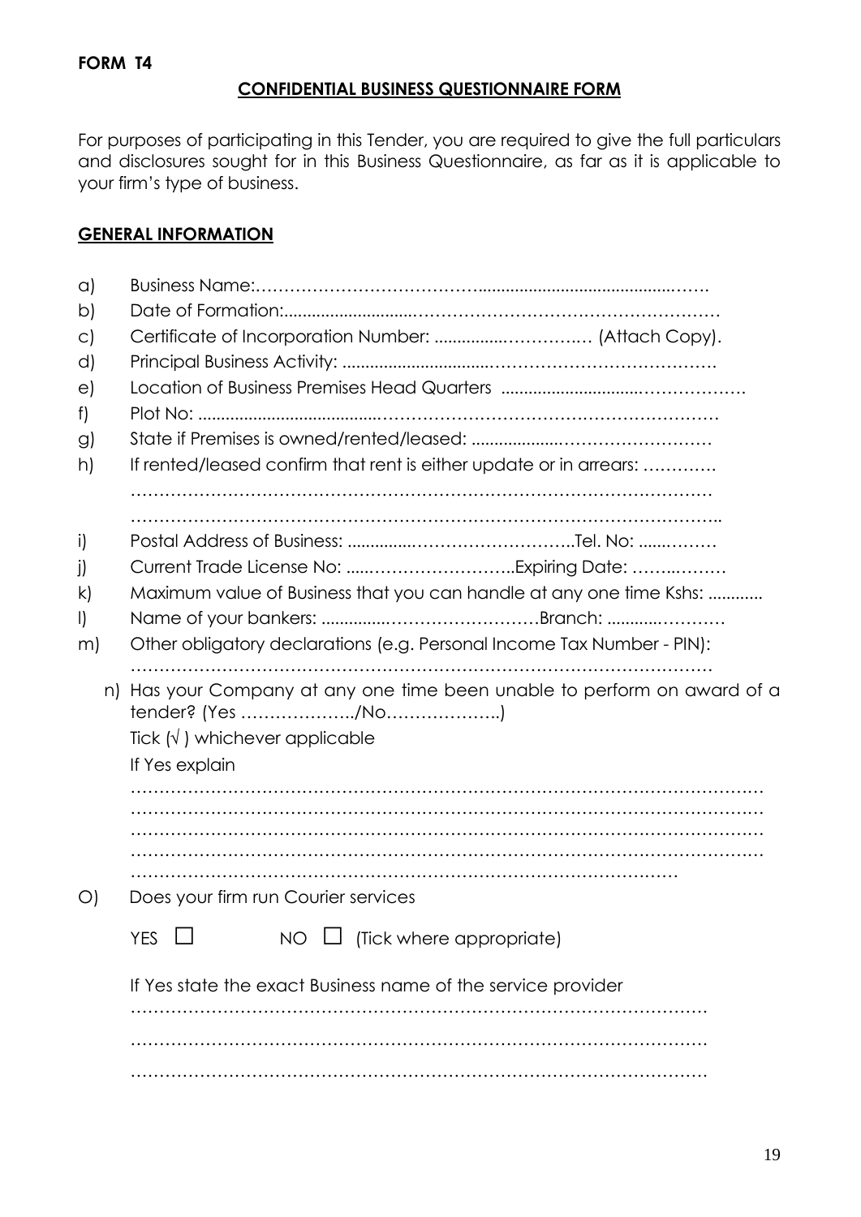**FORM T4**

**CONFIDENTIAL BUSINESS QUESTIONNAIRE FORM**

For purposes of participating in this Tender, you are required to give the full particulars and disclosures sought for in this Business Questionnaire, as far as it is applicable to your firm's type of business.

**GENERAL INFORMATION**

a) Business Name:……………………………………………………………………

b) Date of Formation:………………………………………………………………

c) Certificate of Incorporation Number: ……………………… (Attach Copy).

d) Principal Business Activity: ……………………………………………………

e) Location of Business Premises Head Quarters …………………………………

f) Plot No: ………………………………………………………………………………

g) State if Premises is owned/rented/leased: …………………………………

h) If rented/leased confirm that rent is either update or in arrears: …………
………………………………………………………………………………………
………………………………………………………………………………………

i) Postal Address of Business: …………………………………Tel. No: ………

j) Current Trade License No: ……………………………Expiring Date: ………

k) Maximum value of Business that you can handle at any one time Kshs: …………

l) Name of your bankers: ……………………………Branch: ……………………

m) Other obligatory declarations (e.g. Personal Income Tax Number - PIN):
………………………………………………………………………………………

n) Has your Company at any one time been unable to perform on award of a tender? (Yes ………………../No………………..)
Tick (√) whichever applicable
If Yes explain
………………………………………………………………………………………
………………………………………………………………………………………
………………………………………………………………………………………
………………………………………………………………………………………
………………………………………………………………………………………

O) Does your firm run Courier services

YES ☐ NO ☐ (Tick where appropriate)

If Yes state the exact Business name of the service provider
………………………………………………………………………………………
………………………………………………………………………………………
………………………………………………………………………………………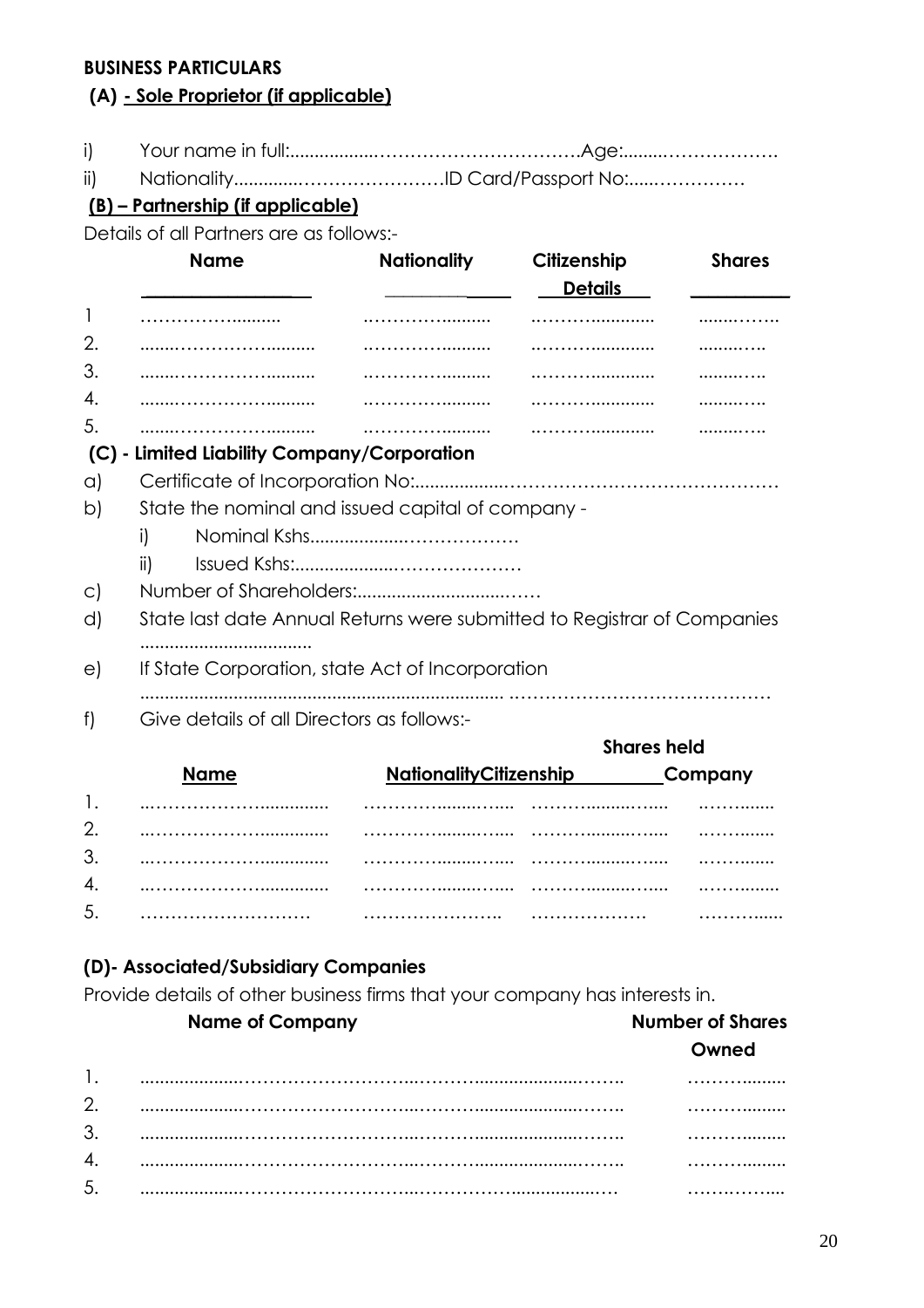**BUSINESS PARTICULARS**

**(A) - Sole Proprietor (if applicable)**

i) Your name in full:……………………………………………Age:……………………….

ii) Nationality……………………………ID Card/Passport No:……………………

**(B) – Partnership (if applicable)**

Details of all Partners are as follows:-

| | Name | Nationality | Citizenship Details | Shares |
|---|---|---|---|---|
| 1 | ……………………… | ……………………… | ……………………… | ………… |
| 2. | ……………………… | ……………………… | ……………………… | ………… |
| 3. | ……………………… | ……………………… | ……………………… | ………… |
| 4. | ……………………… | ……………………… | ……………………… | ………… |
| 5. | ……………………… | ……………………… | ……………………… | ………… |

**(C) - Limited Liability Company/Corporation**

a) Certificate of Incorporation No:……………………………………………………………

b) State the nominal and issued capital of company -

  i) Nominal Kshs…………………………………

  ii) Issued Kshs:…………………………………

c) Number of Shareholders:……………………………

d) State last date Annual Returns were submitted to Registrar of Companies ………………………………

e) If State Corporation, state Act of Incorporation ……………………………………………………………………………………………

f) Give details of all Directors as follows:-

| | Name | Nationality | Citizenship | Shares held Company |
|---|---|---|---|---|
| 1. | ……………………… | ……………………… | ……………………… | ………… |
| 2. | ……………………… | ……………………… | ……………………… | ………… |
| 3. | ……………………… | ……………………… | ……………………… | ………… |
| 4. | ……………………… | ……………………… | ……………………… | ………… |
| 5. | ……………………… | ……………………… | ……………………… | ………… |

**(D)- Associated/Subsidiary Companies**

Provide details of other business firms that your company has interests in.

| | Name of Company | Number of Shares Owned |
|---|---|---|
| 1. | …………………………………………………………… | ………… |
| 2. | …………………………………………………………… | ………… |
| 3. | …………………………………………………………… | ………… |
| 4. | …………………………………………………………… | ………… |
| 5. | …………………………………………………………… | ………… |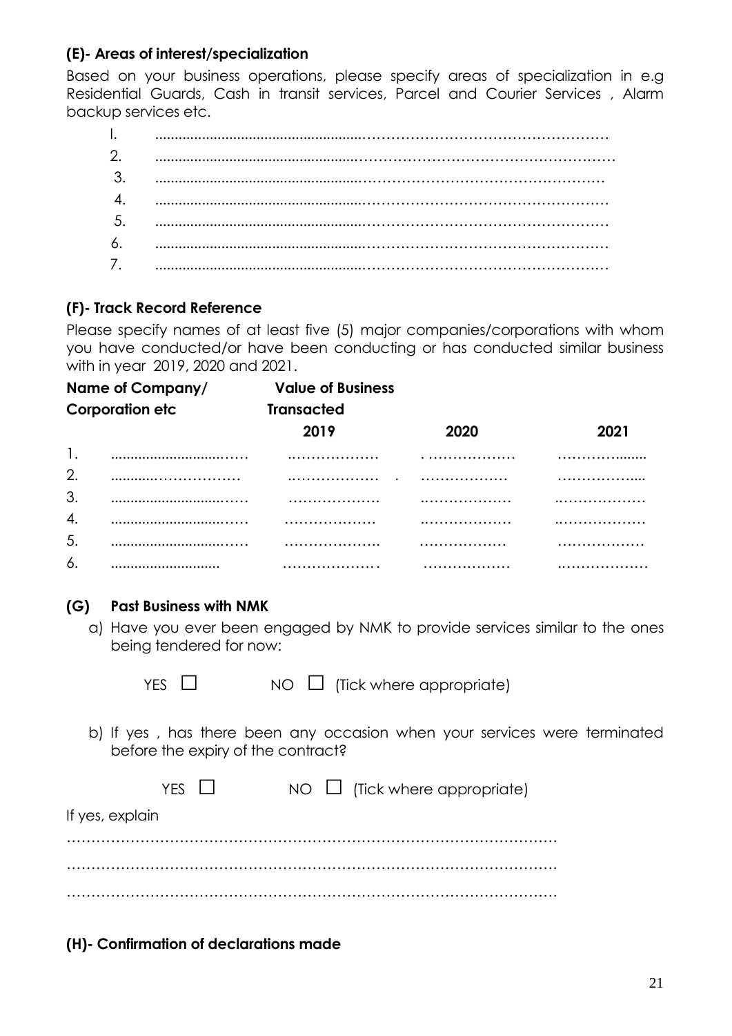### (E)- Areas of interest/specialization

Based on your business operations, please specify areas of specialization in e.g Residential Guards, Cash in transit services, Parcel and Courier Services , Alarm backup services etc.

I. ……………………………………………………………………………………
2. ……………………………………………………………………………………
3. ……………………………………………………………………………………
4. ……………………………………………………………………………………
5. ……………………………………………………………………………………
6. ……………………………………………………………………………………
7. ……………………………………………………………………………………

### (F)- Track Record Reference

Please specify names of at least five (5) major companies/corporations with whom you have conducted/or have been conducting or has conducted similar business with in year 2019, 2020 and 2021.

| | Name of Company/ Corporation etc | Value of Business Transacted | | |
|---|---|---|---|---|
| | | 2019 | 2020 | 2021 |
| 1. | ………………… | ………………… | ………………… | ………………… |
| 2. | ………………… | ………………… | ………………… | ………………… |
| 3. | ………………… | ………………… | ………………… | ………………… |
| 4. | ………………… | ………………… | ………………… | ………………… |
| 5. | ………………… | ………………… | ………………… | ………………… |
| 6. | ………………… | ………………… | ………………… | ………………… |

### (G) Past Business with NMK

a) Have you ever been engaged by NMK to provide services similar to the ones being tendered for now:

YES ☐ NO ☐ (Tick where appropriate)

b) If yes , has there been any occasion when your services were terminated before the expiry of the contract?

YES ☐ NO ☐ (Tick where appropriate)

If yes, explain

……………………………………………………………………………………………

……………………………………………………………………………………………

……………………………………………………………………………………………

### (H)- Confirmation of declarations made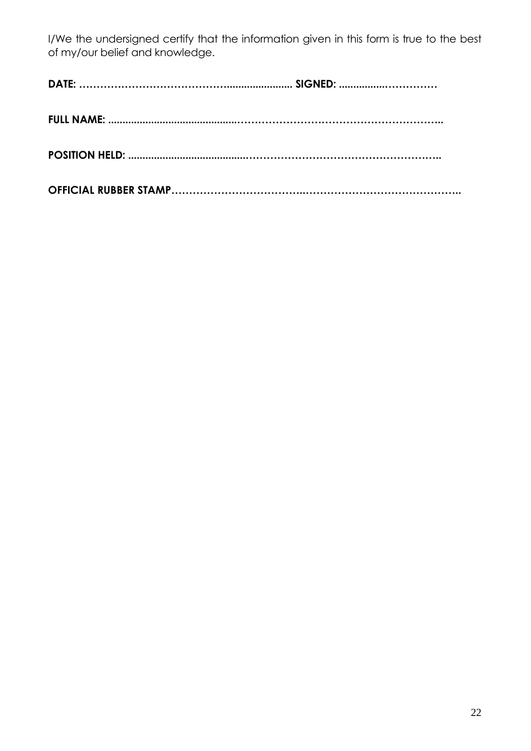I/We the undersigned certify that the information given in this form is true to the best of my/our belief and knowledge.

**DATE: …………………………………………........................ SIGNED: ................……………**

**FULL NAME: ...........................................………………………………………………..**

**POSITION HELD: .......................................……………………………………………..**

**OFFICIAL RUBBER STAMP………………………………..……………………………………..**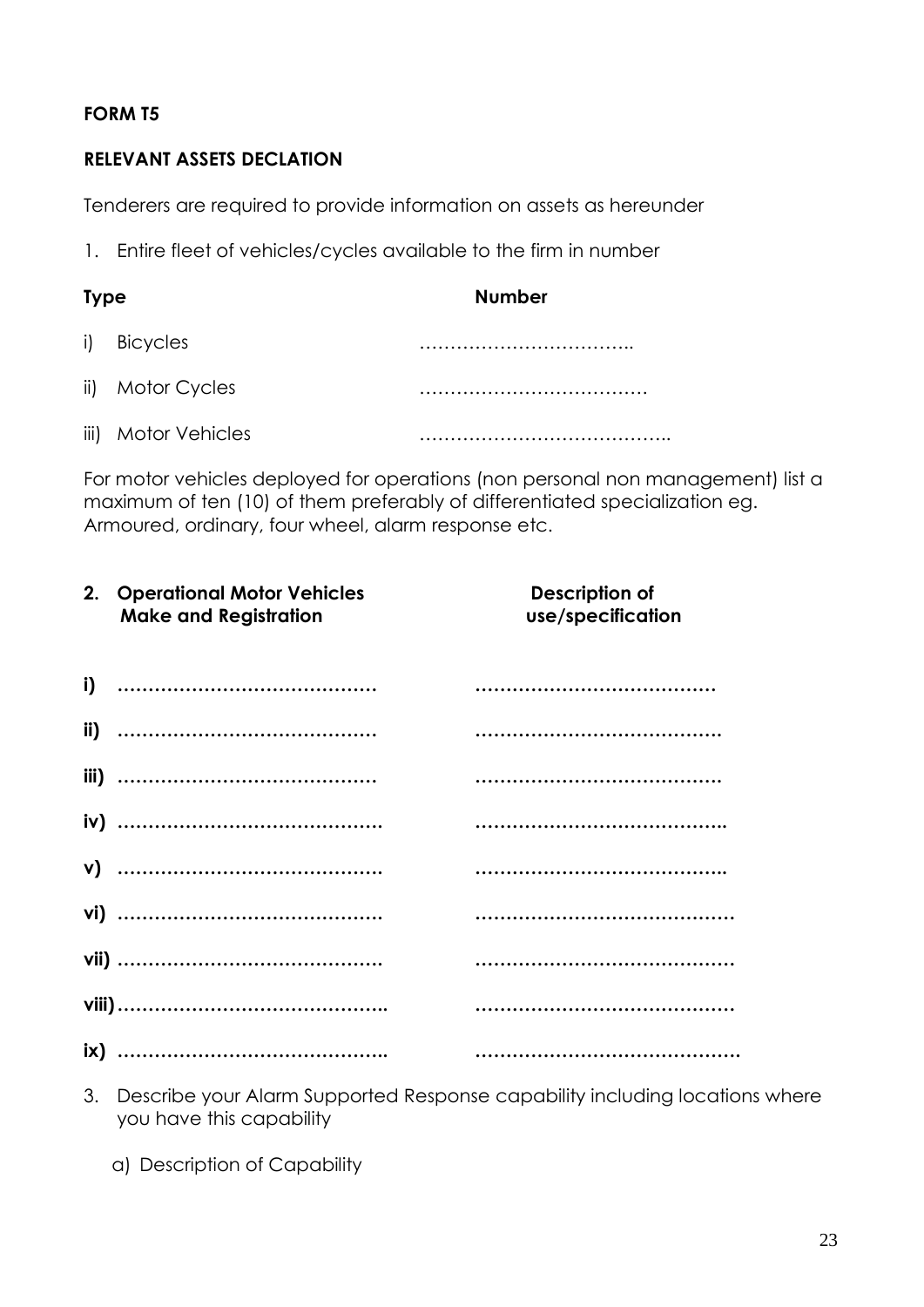**FORM T5**

**RELEVANT ASSETS DECLATION**

Tenderers are required to provide information on assets as hereunder

1. Entire fleet of vehicles/cycles available to the firm in number

| **Type** | **Number** |
|---|---|
| i) Bicycles | …………………………….. |
| ii) Motor Cycles | ………………………………. |
| iii) Motor Vehicles | ………………………………….. |

For motor vehicles deployed for operations (non personal non management) list a maximum of ten (10) of them preferably of differentiated specialization eg. Armoured, ordinary, four wheel, alarm response etc.

| **2. Operational Motor Vehicles Make and Registration** | **Description of use/specification** |
|---|---|
| **i) ……………………………………** | **…………………………………** |
| **ii) ……………………………………** | **………………………………….** |
| **iii) ……………………………………** | **………………………………….** |
| **iv) …………………………………….** | **…………………………………..** |
| **v) …………………………………….** | **…………………………………..** |
| **vi) …………………………………….** | **……………………………………** |
| **vii) …………………………………….** | **……………………………………** |
| **viii)……………………………………..** | **……………………………………** |
| **ix) ……………………………………..** | **…………………………………….** |

3. Describe your Alarm Supported Response capability including locations where you have this capability

   a) Description of Capability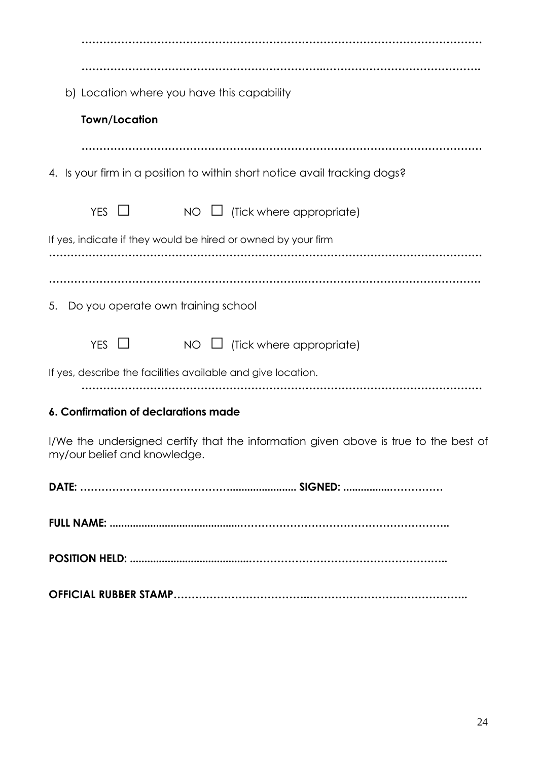…………………………………………………………………………………………………

…………………………………………………………..……………………………………….

b) Location where you have this capability

**Town/Location**

…………………………………………………………………………………………………

4. Is your firm in a position to within short notice avail tracking dogs?

YES ☐ NO ☐ (Tick where appropriate)

If yes, indicate if they would be hired or owned by your firm

…………………………………………………………………………………………………

…………………………………………………………..……………………………………….

5. Do you operate own training school

YES ☐ NO ☐ (Tick where appropriate)

If yes, describe the facilities available and give location.

…………………………………………………………………………………………………

**6. Confirmation of declarations made**

I/We the undersigned certify that the information given above is true to the best of my/our belief and knowledge.

**DATE: ……………………………………....................... SIGNED: ................……………**

**FULL NAME: ...........................................………………………………………………..**

**POSITION HELD: .......................................……………………………………………..**

**OFFICIAL RUBBER STAMP………………………………..……………………………………..**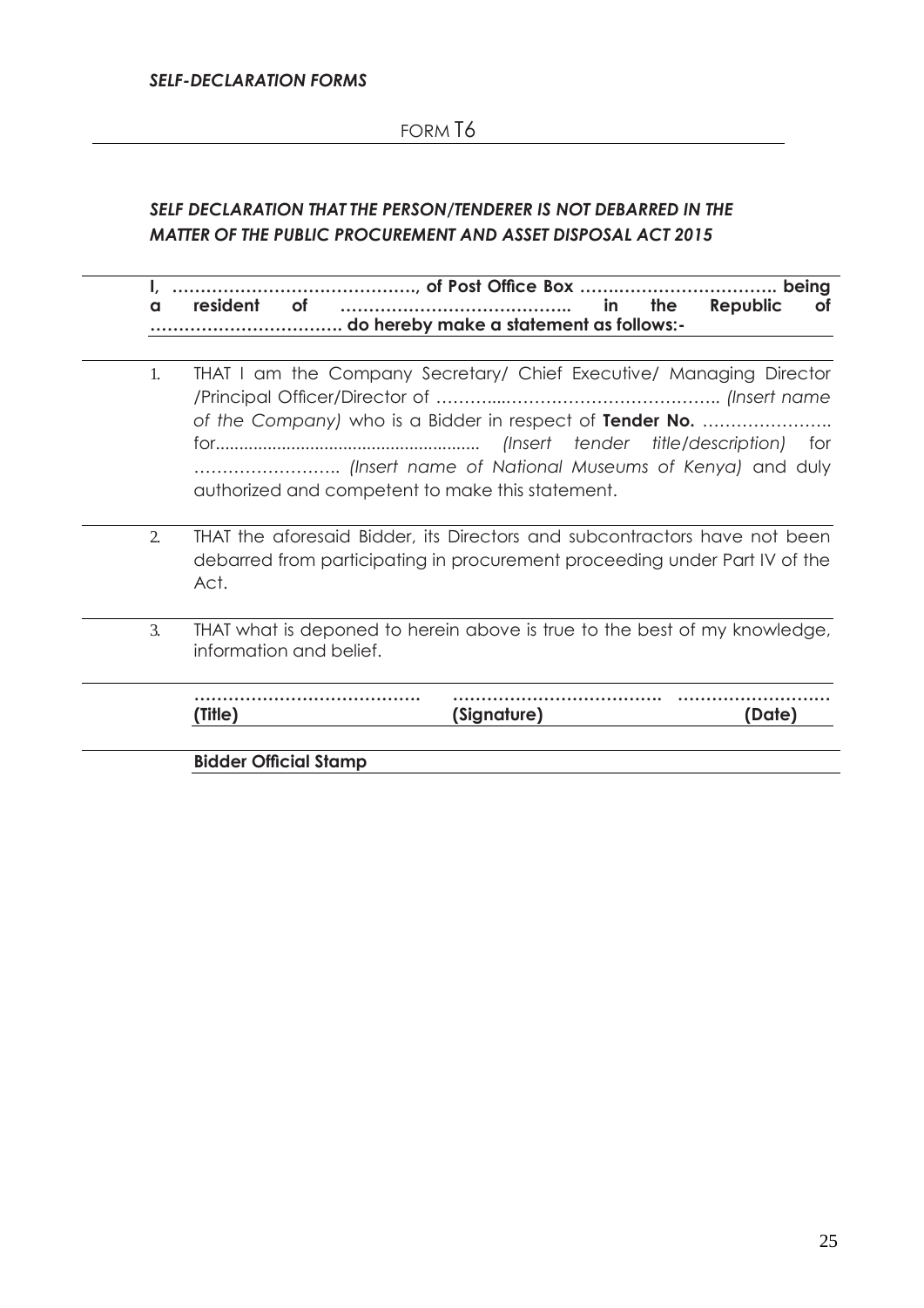***SELF-DECLARATION FORMS***

FORM T6

***SELF DECLARATION THAT THE PERSON/TENDERER IS NOT DEBARRED IN THE MATTER OF THE PUBLIC PROCUREMENT AND ASSET DISPOSAL ACT 2015***

**I, ……………………………………., of Post Office Box ……………………………. being a resident of ………………………………….. in the Republic of ……………………………. do hereby make a statement as follows:-**

1. THAT I am the Company Secretary/ Chief Executive/ Managing Director /Principal Officer/Director of ………....……………………………….. *(Insert name of the Company)* who is a Bidder in respect of **Tender No.** …………………. for........................................................ *(Insert tender title/description)* for ……………………. *(Insert name of National Museums of Kenya)* and duly authorized and competent to make this statement.

2. THAT the aforesaid Bidder, its Directors and subcontractors have not been debarred from participating in procurement proceeding under Part IV of the Act.

3. THAT what is deponed to herein above is true to the best of my knowledge, information and belief.

| ………………………………… | ……………………………… | ……………………… |
|---|---|---|
| **(Title)** | **(Signature)** | **(Date)** |

**Bidder Official Stamp**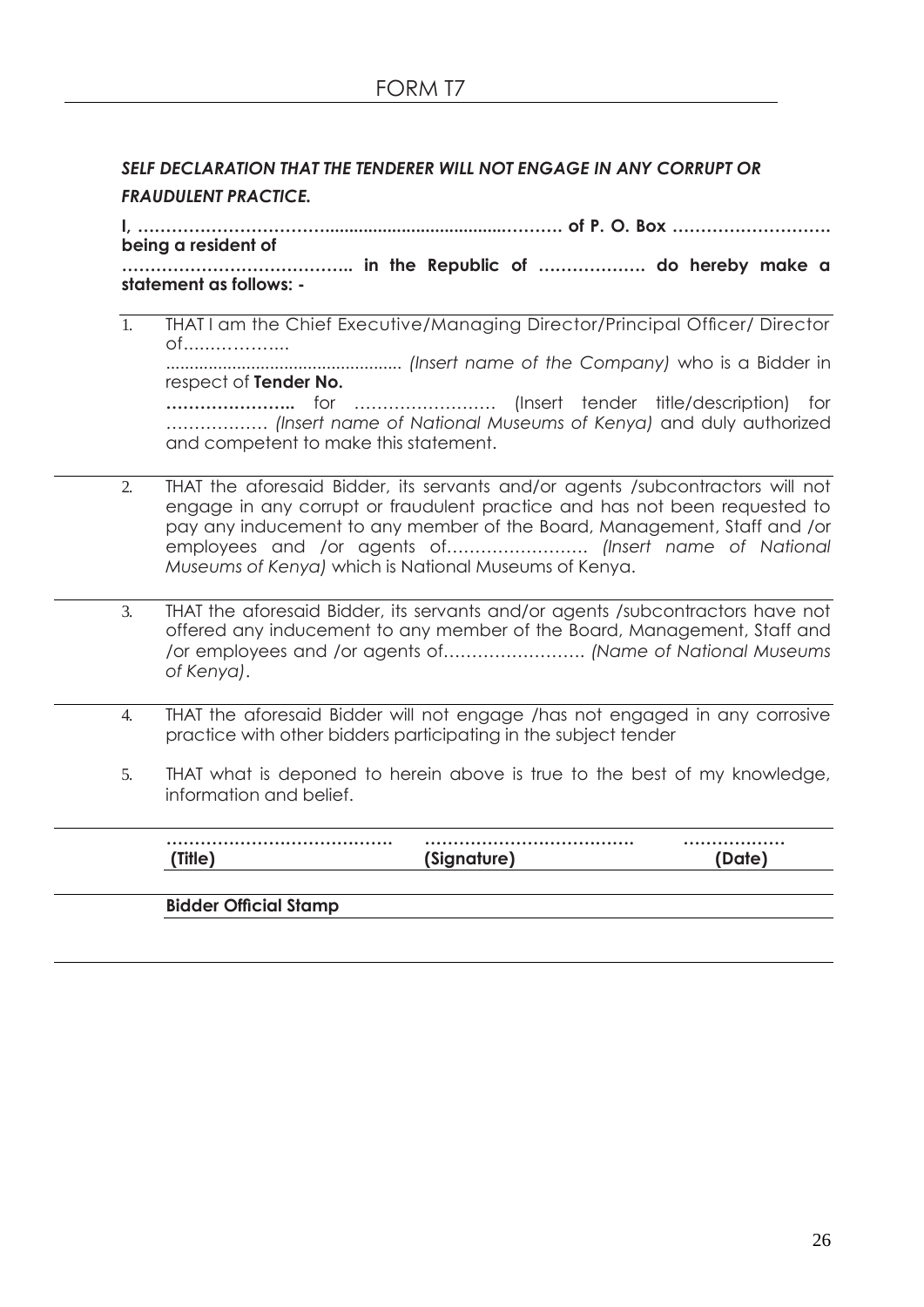# FORM T7

***SELF DECLARATION THAT THE TENDERER WILL NOT ENGAGE IN ANY CORRUPT OR FRAUDULENT PRACTICE.***

**I, …………………………….............................................……… of P. O. Box ………………………. being a resident of ………………………………….. in the Republic of ………………. do hereby make a statement as follows: -**

1. THAT I am the Chief Executive/Managing Director/Principal Officer/ Director of………………. .................................................. *(Insert name of the Company)* who is a Bidder in respect of **Tender No. …………………..** for …………………… (Insert tender title/description) for ……………… *(Insert name of National Museums of Kenya)* and duly authorized and competent to make this statement.

2. THAT the aforesaid Bidder, its servants and/or agents /subcontractors will not engage in any corrupt or fraudulent practice and has not been requested to pay any inducement to any member of the Board, Management, Staff and /or employees and /or agents of……………………. *(Insert name of National Museums of Kenya)* which is National Museums of Kenya.

3. THAT the aforesaid Bidder, its servants and/or agents /subcontractors have not offered any inducement to any member of the Board, Management, Staff and /or employees and /or agents of……………………. *(Name of National Museums of Kenya)*.

4. THAT the aforesaid Bidder will not engage /has not engaged in any corrosive practice with other bidders participating in the subject tender

5. THAT what is deponed to herein above is true to the best of my knowledge, information and belief.

| ………………………………… | ……………………………… | ……………… |
|---|---|---|
| **(Title)** | **(Signature)** | **(Date)** |

**Bidder Official Stamp**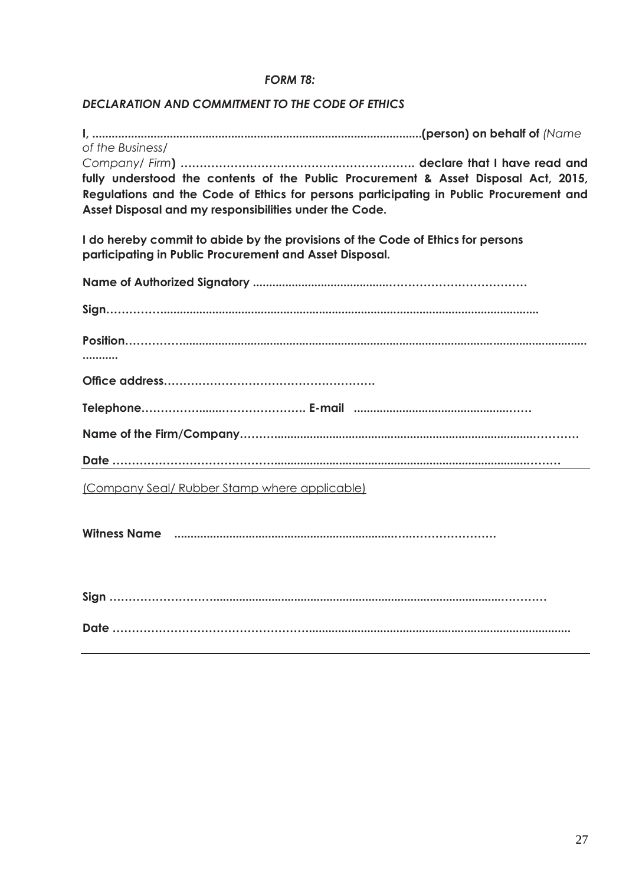*FORM T8:*

*DECLARATION AND COMMITMENT TO THE CODE OF ETHICS*

**I, .....................................................................................................(person) on behalf of** *(Name of the Business/ Company/ Firm***) ……………………………………………………. declare that I have read and fully understood the contents of the Public Procurement & Asset Disposal Act, 2015, Regulations and the Code of Ethics for persons participating in Public Procurement and Asset Disposal and my responsibilities under the Code.**

**I do hereby commit to abide by the provisions of the Code of Ethics for persons participating in Public Procurement and Asset Disposal.**

**Name of Authorized Signatory ..........................................……………………………**

**Sign……………...................................................................................................................**

**Position…………...........................................................................................................................**

**Office address……………………………………………….**

**Telephone……………......…………………. E-mail ....................................................……**

**Name of the Firm/Company…………..................................................................................…………**

**Date ……………………………………….....................................................................………**

(Company Seal/ Rubber Stamp where applicable)

**Witness Name .................................................................…………………………**

**Sign ………………………..................................................................................…………**

**Date ……………………………………………................................................................................**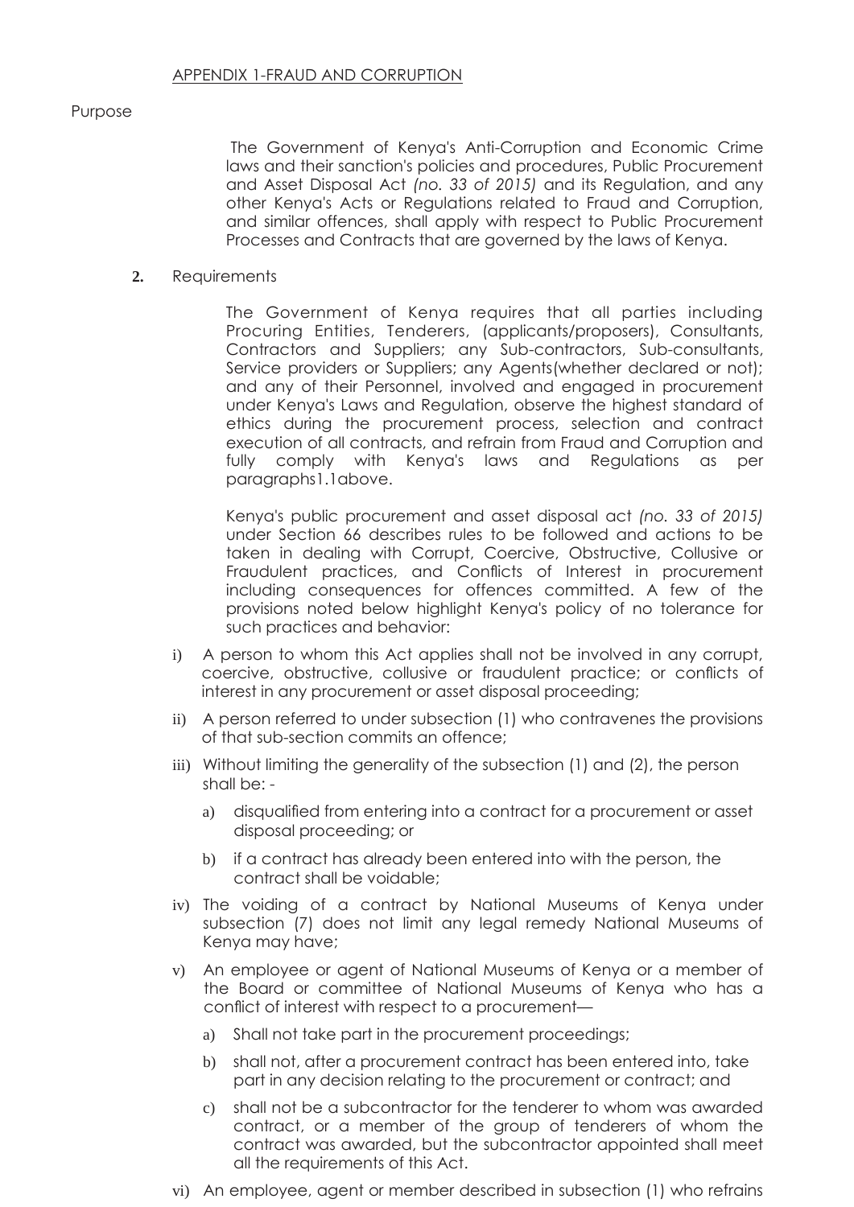APPENDIX 1-FRAUD AND CORRUPTION

Purpose

The Government of Kenya's Anti-Corruption and Economic Crime laws and their sanction's policies and procedures, Public Procurement and Asset Disposal Act *(no. 33 of 2015)* and its Regulation, and any other Kenya's Acts or Regulations related to Fraud and Corruption, and similar offences, shall apply with respect to Public Procurement Processes and Contracts that are governed by the laws of Kenya.

**2.** Requirements

The Government of Kenya requires that all parties including Procuring Entities, Tenderers, (applicants/proposers), Consultants, Contractors and Suppliers; any Sub-contractors, Sub-consultants, Service providers or Suppliers; any Agents(whether declared or not); and any of their Personnel, involved and engaged in procurement under Kenya's Laws and Regulation, observe the highest standard of ethics during the procurement process, selection and contract execution of all contracts, and refrain from Fraud and Corruption and fully comply with Kenya's laws and Regulations as per paragraphs1.1above.

Kenya's public procurement and asset disposal act *(no. 33 of 2015)* under Section 66 describes rules to be followed and actions to be taken in dealing with Corrupt, Coercive, Obstructive, Collusive or Fraudulent practices, and Conflicts of Interest in procurement including consequences for offences committed. A few of the provisions noted below highlight Kenya's policy of no tolerance for such practices and behavior:

i) A person to whom this Act applies shall not be involved in any corrupt, coercive, obstructive, collusive or fraudulent practice; or conflicts of interest in any procurement or asset disposal proceeding;

ii) A person referred to under subsection (1) who contravenes the provisions of that sub-section commits an offence;

iii) Without limiting the generality of the subsection (1) and (2), the person shall be: -

   a) disqualified from entering into a contract for a procurement or asset disposal proceeding; or

   b) if a contract has already been entered into with the person, the contract shall be voidable;

iv) The voiding of a contract by National Museums of Kenya under subsection (7) does not limit any legal remedy National Museums of Kenya may have;

v) An employee or agent of National Museums of Kenya or a member of the Board or committee of National Museums of Kenya who has a conflict of interest with respect to a procurement—

   a) Shall not take part in the procurement proceedings;

   b) shall not, after a procurement contract has been entered into, take part in any decision relating to the procurement or contract; and

   c) shall not be a subcontractor for the tenderer to whom was awarded contract, or a member of the group of tenderers of whom the contract was awarded, but the subcontractor appointed shall meet all the requirements of this Act.

vi) An employee, agent or member described in subsection (1) who refrains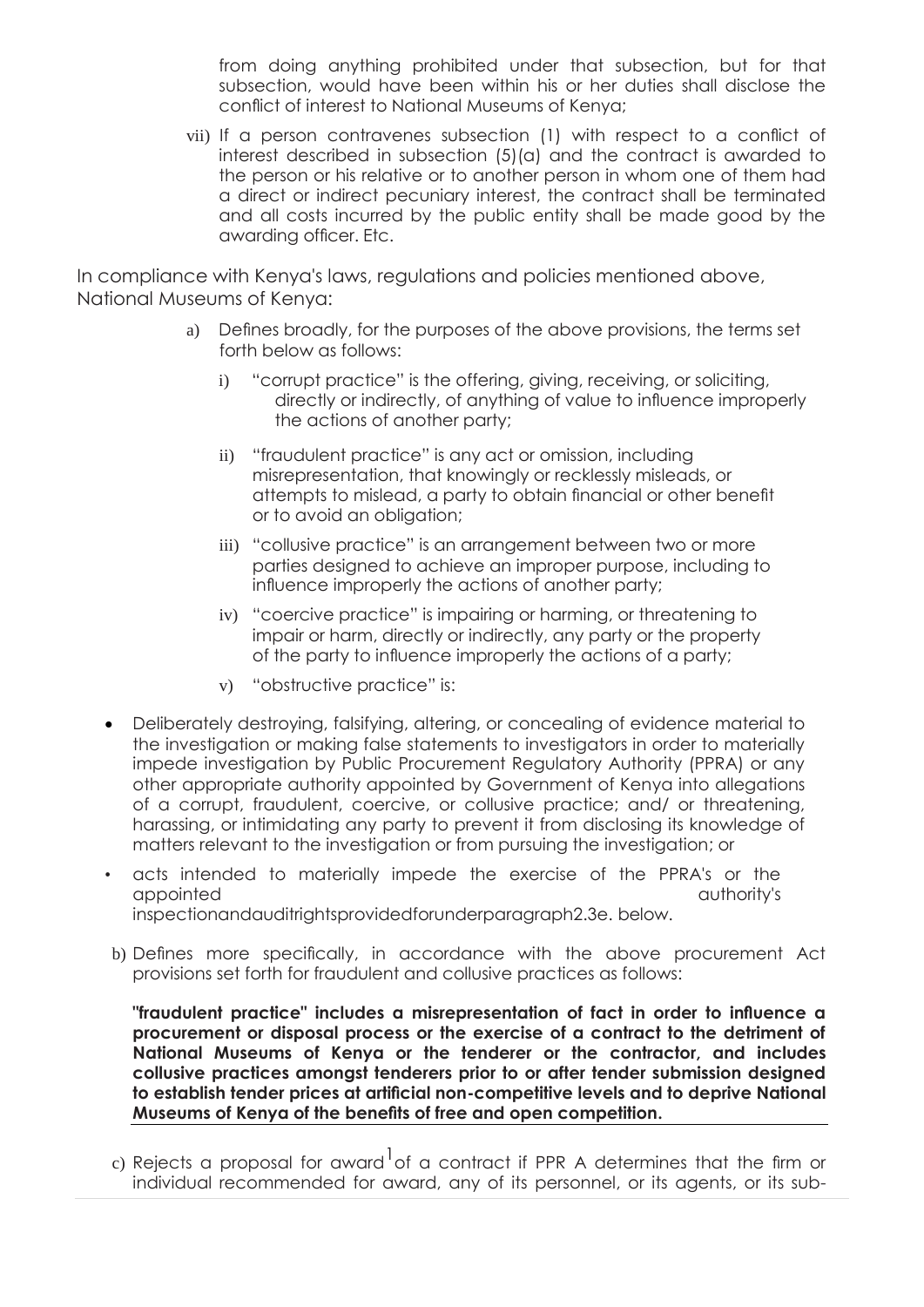from doing anything prohibited under that subsection, but for that subsection, would have been within his or her duties shall disclose the conflict of interest to National Museums of Kenya;

vii) If a person contravenes subsection (1) with respect to a conflict of interest described in subsection (5)(a) and the contract is awarded to the person or his relative or to another person in whom one of them had a direct or indirect pecuniary interest, the contract shall be terminated and all costs incurred by the public entity shall be made good by the awarding officer. Etc.

In compliance with Kenya's laws, regulations and policies mentioned above, National Museums of Kenya:

a) Defines broadly, for the purposes of the above provisions, the terms set forth below as follows:

   i) "corrupt practice" is the offering, giving, receiving, or soliciting, directly or indirectly, of anything of value to influence improperly the actions of another party;

   ii) "fraudulent practice" is any act or omission, including misrepresentation, that knowingly or recklessly misleads, or attempts to mislead, a party to obtain financial or other benefit or to avoid an obligation;

   iii) "collusive practice" is an arrangement between two or more parties designed to achieve an improper purpose, including to influence improperly the actions of another party;

   iv) "coercive practice" is impairing or harming, or threatening to impair or harm, directly or indirectly, any party or the property of the party to influence improperly the actions of a party;

   v) "obstructive practice" is:

- Deliberately destroying, falsifying, altering, or concealing of evidence material to the investigation or making false statements to investigators in order to materially impede investigation by Public Procurement Regulatory Authority (PPRA) or any other appropriate authority appointed by Government of Kenya into allegations of a corrupt, fraudulent, coercive, or collusive practice; and/ or threatening, harassing, or intimidating any party to prevent it from disclosing its knowledge of matters relevant to the investigation or from pursuing the investigation; or
- acts intended to materially impede the exercise of the PPRA's or the appointed authority's inspectionandauditrightsprovidedforunderparagraph2.3e. below.

b) Defines more specifically, in accordance with the above procurement Act provisions set forth for fraudulent and collusive practices as follows:

**"fraudulent practice" includes a misrepresentation of fact in order to influence a procurement or disposal process or the exercise of a contract to the detriment of National Museums of Kenya or the tenderer or the contractor, and includes collusive practices amongst tenderers prior to or after tender submission designed to establish tender prices at artificial non-competitive levels and to deprive National Museums of Kenya of the benefits of free and open competition.**

c) Rejects a proposal for award[1] of a contract if PPR A determines that the firm or individual recommended for award, any of its personnel, or its agents, or its sub-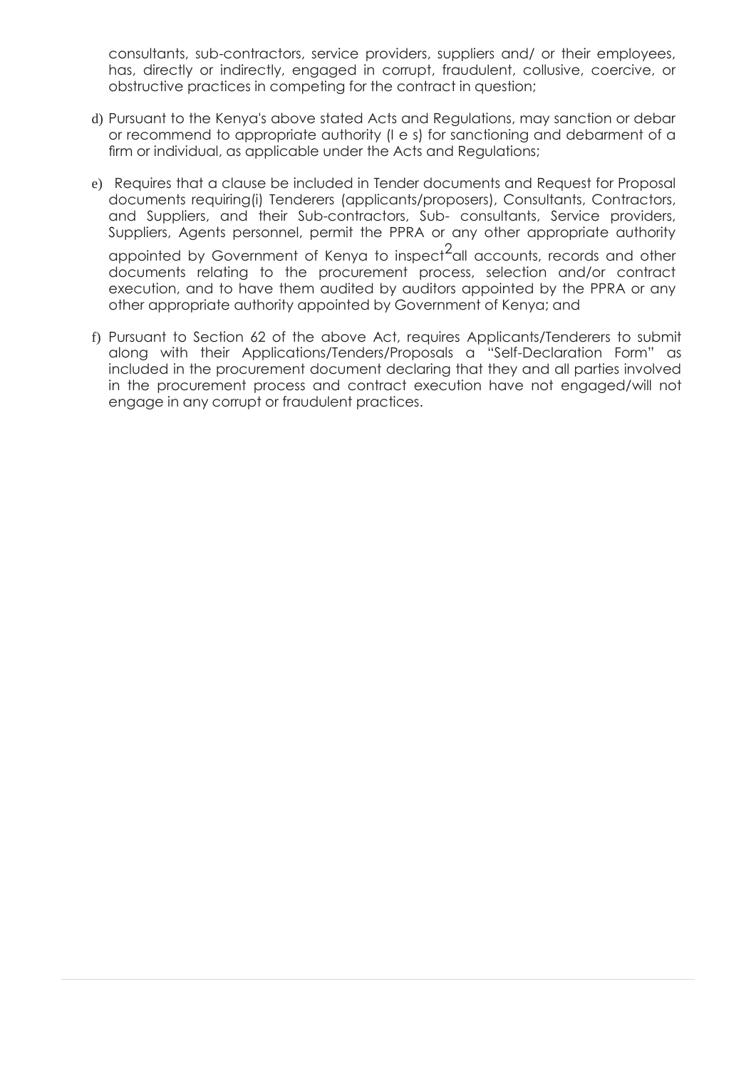consultants, sub-contractors, service providers, suppliers and/ or their employees, has, directly or indirectly, engaged in corrupt, fraudulent, collusive, coercive, or obstructive practices in competing for the contract in question;

d) Pursuant to the Kenya's above stated Acts and Regulations, may sanction or debar or recommend to appropriate authority (I e s) for sanctioning and debarment of a firm or individual, as applicable under the Acts and Regulations;

e) Requires that a clause be included in Tender documents and Request for Proposal documents requiring(i) Tenderers (applicants/proposers), Consultants, Contractors, and Suppliers, and their Sub-contractors, Sub- consultants, Service providers, Suppliers, Agents personnel, permit the PPRA or any other appropriate authority appointed by Government of Kenya to inspect[2]all accounts, records and other documents relating to the procurement process, selection and/or contract execution, and to have them audited by auditors appointed by the PPRA or any other appropriate authority appointed by Government of Kenya; and

f) Pursuant to Section 62 of the above Act, requires Applicants/Tenderers to submit along with their Applications/Tenders/Proposals a "Self-Declaration Form" as included in the procurement document declaring that they and all parties involved in the procurement process and contract execution have not engaged/will not engage in any corrupt or fraudulent practices.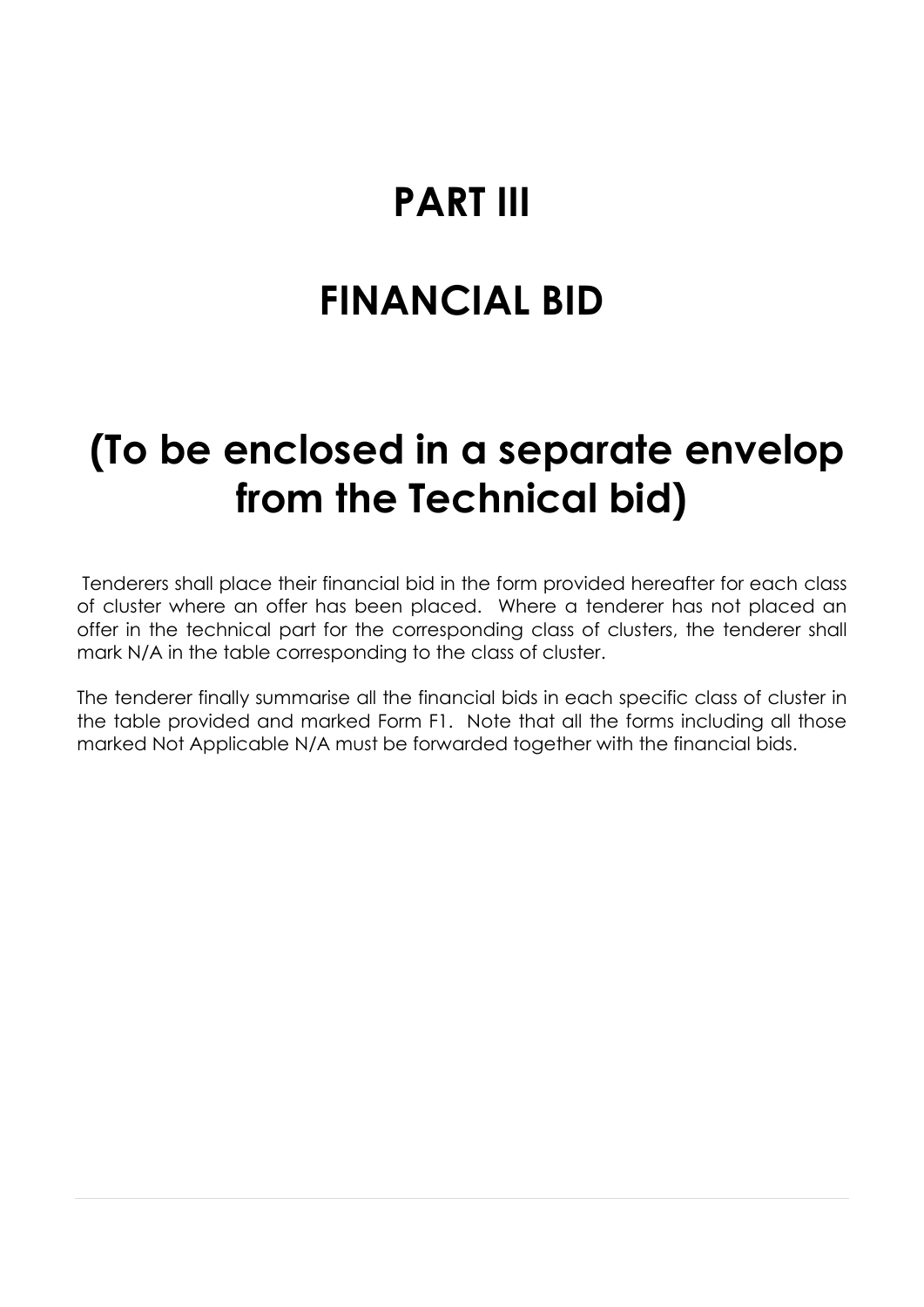# PART III

# FINANCIAL BID

# (To be enclosed in a separate envelop from the Technical bid)

Tenderers shall place their financial bid in the form provided hereafter for each class of cluster where an offer has been placed. Where a tenderer has not placed an offer in the technical part for the corresponding class of clusters, the tenderer shall mark N/A in the table corresponding to the class of cluster.

The tenderer finally summarise all the financial bids in each specific class of cluster in the table provided and marked Form F1. Note that all the forms including all those marked Not Applicable N/A must be forwarded together with the financial bids.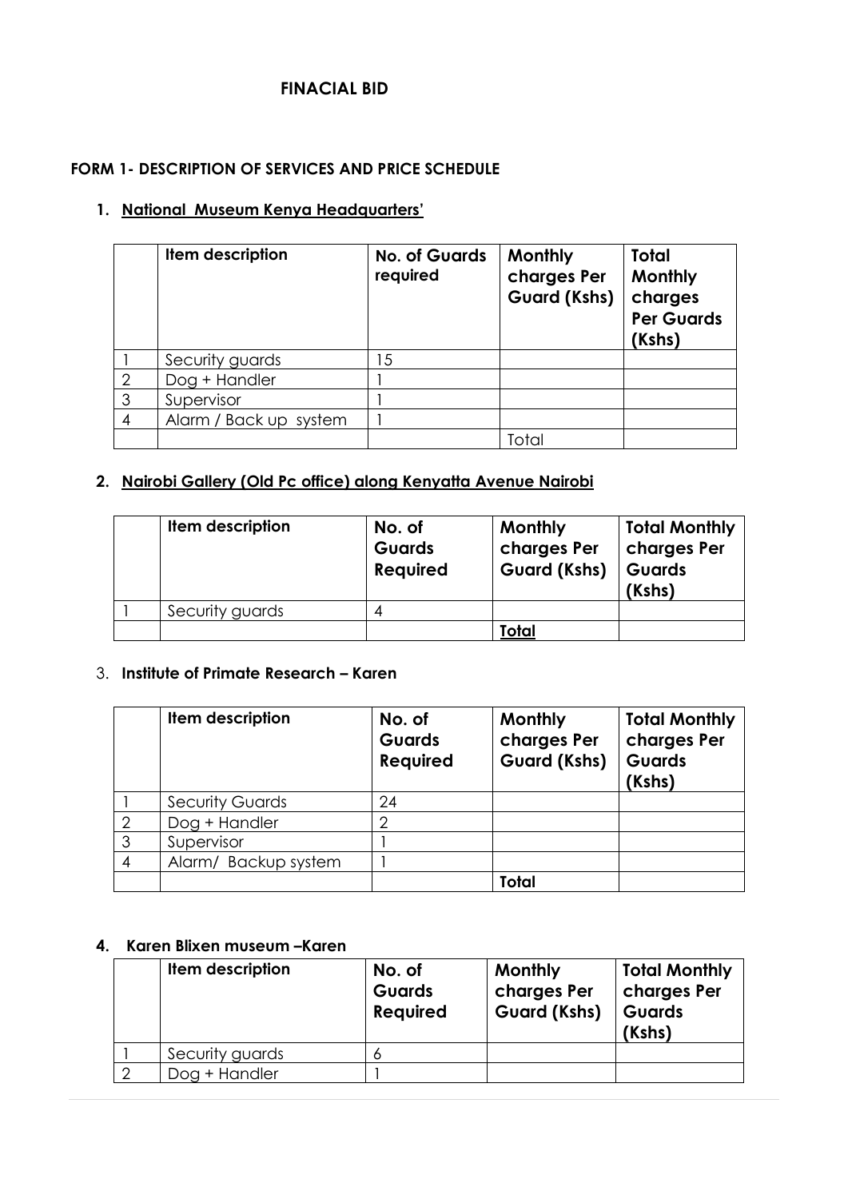# FINACIAL BID

## FORM 1- DESCRIPTION OF SERVICES AND PRICE SCHEDULE

### 1. National Museum Kenya Headquarters'

| | Item description | No. of Guards required | Monthly charges Per Guard (Kshs) | Total Monthly charges Per Guards (Kshs) |
|---|---|---|---|---|
| 1 | Security guards | 15 | | |
| 2 | Dog + Handler | 1 | | |
| 3 | Supervisor | 1 | | |
| 4 | Alarm / Back up system | 1 | | |
| | | | Total | |

### 2. Nairobi Gallery (Old Pc office) along Kenyatta Avenue Nairobi

| | Item description | No. of Guards Required | Monthly charges Per Guard (Kshs) | Total Monthly charges Per Guards (Kshs) |
|---|---|---|---|---|
| 1 | Security guards | 4 | | |
| | | | **Total** | |

### 3. Institute of Primate Research – Karen

| | Item description | No. of Guards Required | Monthly charges Per Guard (Kshs) | Total Monthly charges Per Guards (Kshs) |
|---|---|---|---|---|
| 1 | Security Guards | 24 | | |
| 2 | Dog + Handler | 2 | | |
| 3 | Supervisor | 1 | | |
| 4 | Alarm/ Backup system | 1 | | |
| | | | **Total** | |

### 4. Karen Blixen museum –Karen

| | Item description | No. of Guards Required | Monthly charges Per Guard (Kshs) | Total Monthly charges Per Guards (Kshs) |
|---|---|---|---|---|
| 1 | Security guards | 6 | | |
| 2 | Dog + Handler | 1 | | |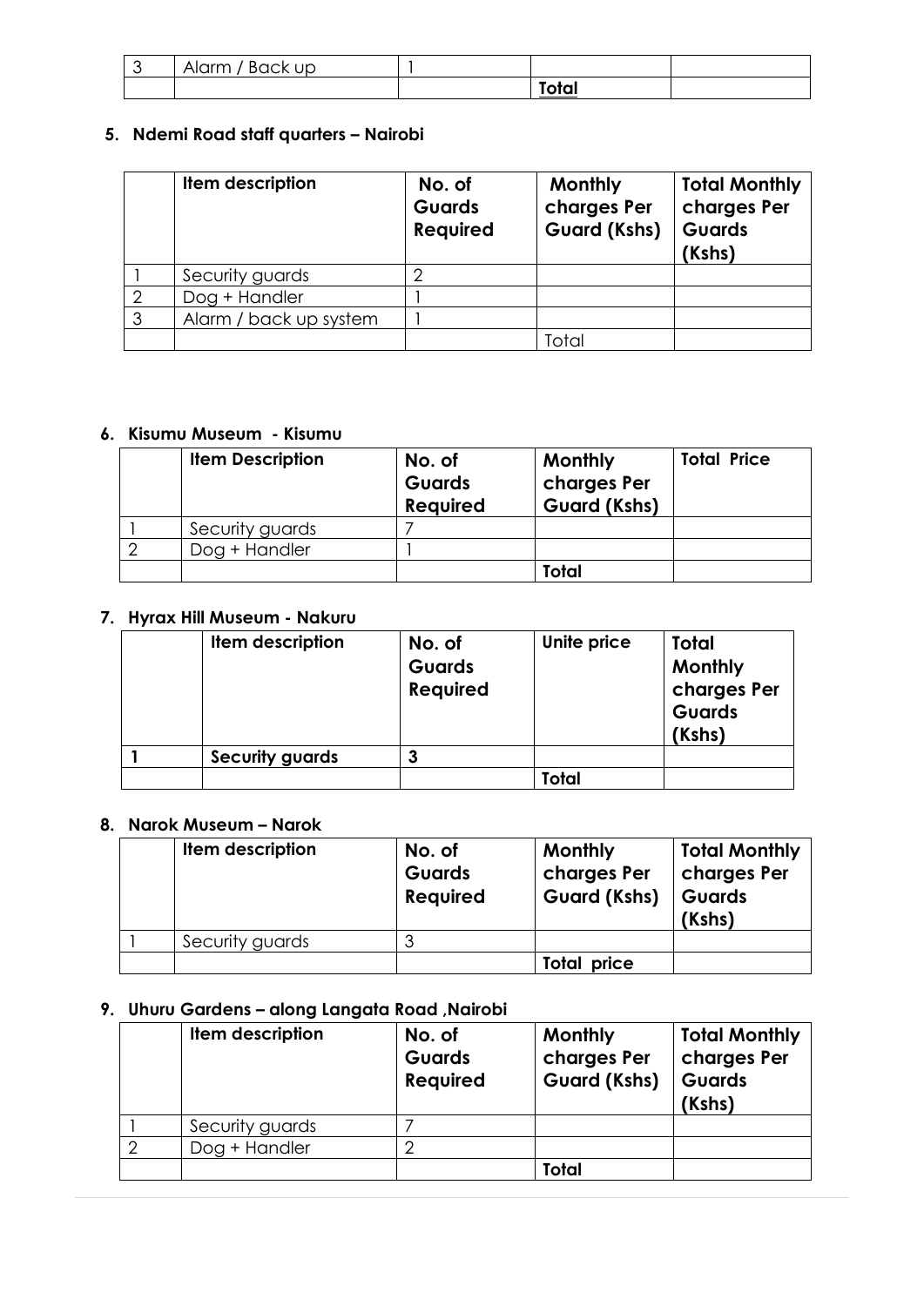| 3 | Alarm / Back up | 1 | | |
|---|---|---|---|---|
| | | | **Total** | |

5. **Ndemi Road staff quarters – Nairobi**

| | Item description | No. of Guards Required | Monthly charges Per Guard (Kshs) | Total Monthly charges Per Guards (Kshs) |
|---|---|---|---|---|
| 1 | Security guards | 2 | | |
| 2 | Dog + Handler | 1 | | |
| 3 | Alarm / back up system | 1 | | |
| | | | Total | |

6. **Kisumu Museum - Kisumu**

| | Item Description | No. of Guards Required | Monthly charges Per Guard (Kshs) | Total Price |
|---|---|---|---|---|
| 1 | Security guards | 7 | | |
| 2 | Dog + Handler | 1 | | |
| | | | **Total** | |

7. **Hyrax Hill Museum - Nakuru**

| | Item description | No. of Guards Required | Unite price | Total Monthly charges Per Guards (Kshs) |
|---|---|---|---|---|
| **1** | **Security guards** | **3** | | |
| | | | **Total** | |

8. **Narok Museum – Narok**

| | Item description | No. of Guards Required | Monthly charges Per Guard (Kshs) | Total Monthly charges Per Guards (Kshs) |
|---|---|---|---|---|
| 1 | Security guards | 3 | | |
| | | | **Total price** | |

9. **Uhuru Gardens – along Langata Road ,Nairobi**

| | Item description | No. of Guards Required | Monthly charges Per Guard (Kshs) | Total Monthly charges Per Guards (Kshs) |
|---|---|---|---|---|
| 1 | Security guards | 7 | | |
| 2 | Dog + Handler | 2 | | |
| | | | **Total** | |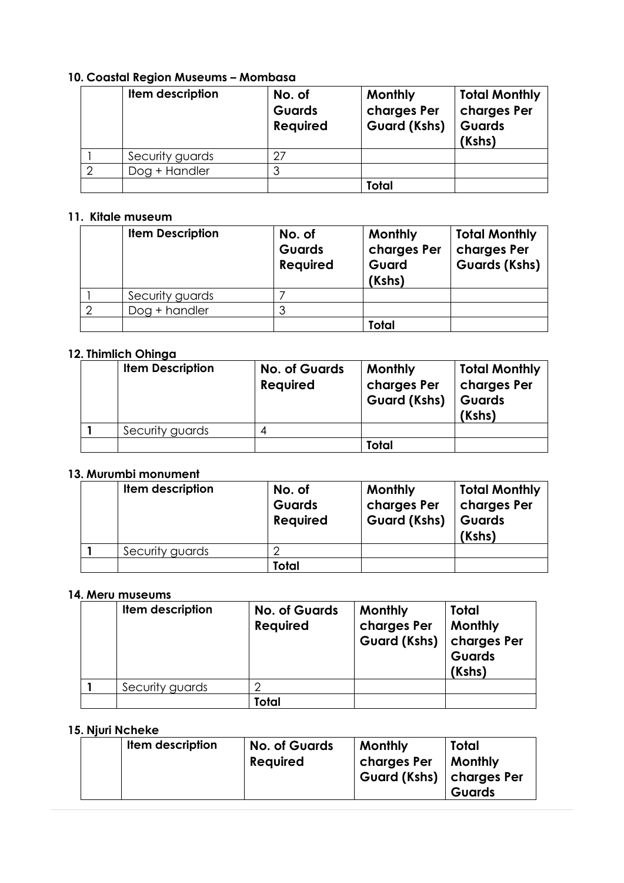**10. Coastal Region Museums – Mombasa**

| | Item description | No. of Guards Required | Monthly charges Per Guard (Kshs) | Total Monthly charges Per Guards (Kshs) |
|---|---|---|---|---|
| 1 | Security guards | 27 | | |
| 2 | Dog + Handler | 3 | | |
| | | | **Total** | |

**11. Kitale museum**

| | Item Description | No. of Guards Required | Monthly charges Per Guard (Kshs) | Total Monthly charges Per Guards (Kshs) |
|---|---|---|---|---|
| 1 | Security guards | 7 | | |
| 2 | Dog + handler | 3 | | |
| | | | **Total** | |

**12. Thimlich Ohinga**

| | Item Description | No. of Guards Required | Monthly charges Per Guard (Kshs) | Total Monthly charges Per Guards (Kshs) |
|---|---|---|---|---|
| **1** | Security guards | 4 | | |
| | | | **Total** | |

**13. Murumbi monument**

| | Item description | No. of Guards Required | Monthly charges Per Guard (Kshs) | Total Monthly charges Per Guards (Kshs) |
|---|---|---|---|---|
| **1** | Security guards | 2 | | |
| | | **Total** | | |

**14. Meru museums**

| | Item description | No. of Guards Required | Monthly charges Per Guard (Kshs) | Total Monthly charges Per Guards (Kshs) |
|---|---|---|---|---|
| **1** | Security guards | 2 | | |
| | | **Total** | | |

**15. Njuri Ncheke**

| | Item description | No. of Guards Required | Monthly charges Per Guard (Kshs) | Total Monthly charges Per Guards |
|---|---|---|---|---|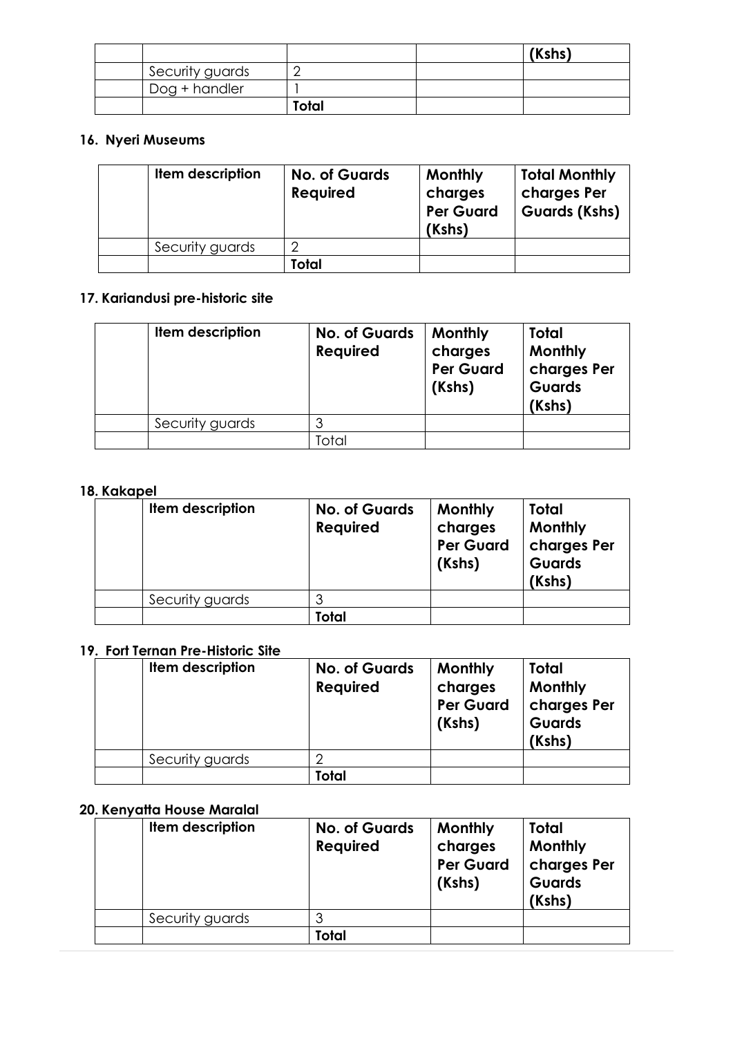|  |  |  |  | (Kshs) |
|---|---|---|---|---|
|  | Security guards | 2 |  |  |
|  | Dog + handler | 1 |  |  |
|  |  | **Total** |  |  |

#### 16. Nyeri Museums

|  | Item description | No. of Guards Required | Monthly charges Per Guard (Kshs) | Total Monthly charges Per Guards (Kshs) |
|---|---|---|---|---|
|  | Security guards | 2 |  |  |
|  |  | **Total** |  |  |

#### 17. Kariandusi pre-historic site

|  | Item description | No. of Guards Required | Monthly charges Per Guard (Kshs) | Total Monthly charges Per Guards (Kshs) |
|---|---|---|---|---|
|  | Security guards | 3 |  |  |
|  |  | Total |  |  |

#### 18. Kakapel

|  | Item description | No. of Guards Required | Monthly charges Per Guard (Kshs) | Total Monthly charges Per Guards (Kshs) |
|---|---|---|---|---|
|  | Security guards | 3 |  |  |
|  |  | **Total** |  |  |

#### 19. Fort Ternan Pre-Historic Site

|  | Item description | No. of Guards Required | Monthly charges Per Guard (Kshs) | Total Monthly charges Per Guards (Kshs) |
|---|---|---|---|---|
|  | Security guards | 2 |  |  |
|  |  | **Total** |  |  |

#### 20. Kenyatta House Maralal

|  | Item description | No. of Guards Required | Monthly charges Per Guard (Kshs) | Total Monthly charges Per Guards (Kshs) |
|---|---|---|---|---|
|  | Security guards | 3 |  |  |
|  |  | **Total** |  |  |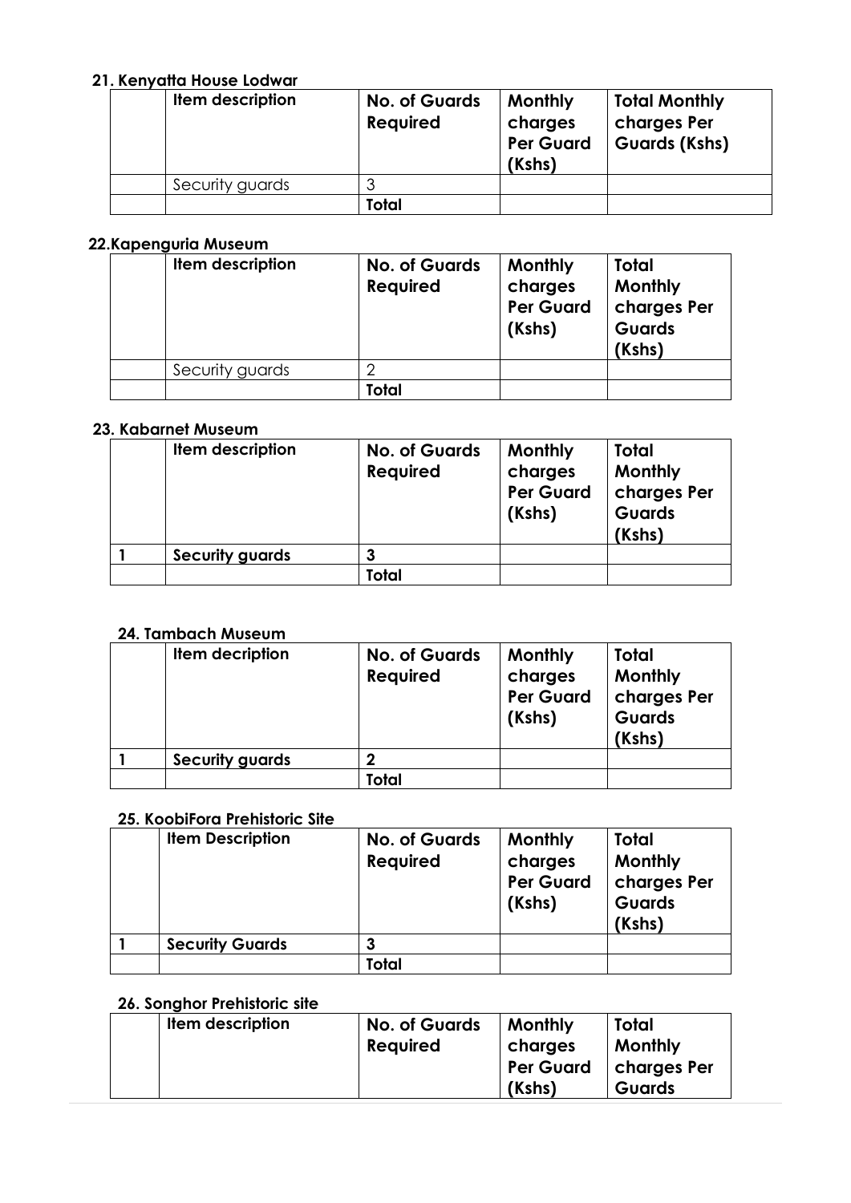**21. Kenyatta House Lodwar**

| | Item description | No. of Guards Required | Monthly charges Per Guard (Kshs) | Total Monthly charges Per Guards (Kshs) |
|---|---|---|---|---|
| | Security guards | 3 | | |
| | | **Total** | | |

**22.Kapenguria Museum**

| | Item description | No. of Guards Required | Monthly charges Per Guard (Kshs) | Total Monthly charges Per Guards (Kshs) |
|---|---|---|---|---|
| | Security guards | 2 | | |
| | | **Total** | | |

**23. Kabarnet Museum**

| | Item description | No. of Guards Required | Monthly charges Per Guard (Kshs) | Total Monthly charges Per Guards (Kshs) |
|---|---|---|---|---|
| **1** | **Security guards** | **3** | | |
| | | **Total** | | |

**24. Tambach Museum**

| | Item decription | No. of Guards Required | Monthly charges Per Guard (Kshs) | Total Monthly charges Per Guards (Kshs) |
|---|---|---|---|---|
| **1** | **Security guards** | **2** | | |
| | | **Total** | | |

**25. KoobiFora Prehistoric Site**

| | Item Description | No. of Guards Required | Monthly charges Per Guard (Kshs) | Total Monthly charges Per Guards (Kshs) |
|---|---|---|---|---|
| **1** | **Security Guards** | **3** | | |
| | | **Total** | | |

**26. Songhor Prehistoric site**

| | Item description | No. of Guards Required | Monthly charges Per Guard (Kshs) | Total Monthly charges Per Guards |
|---|---|---|---|---|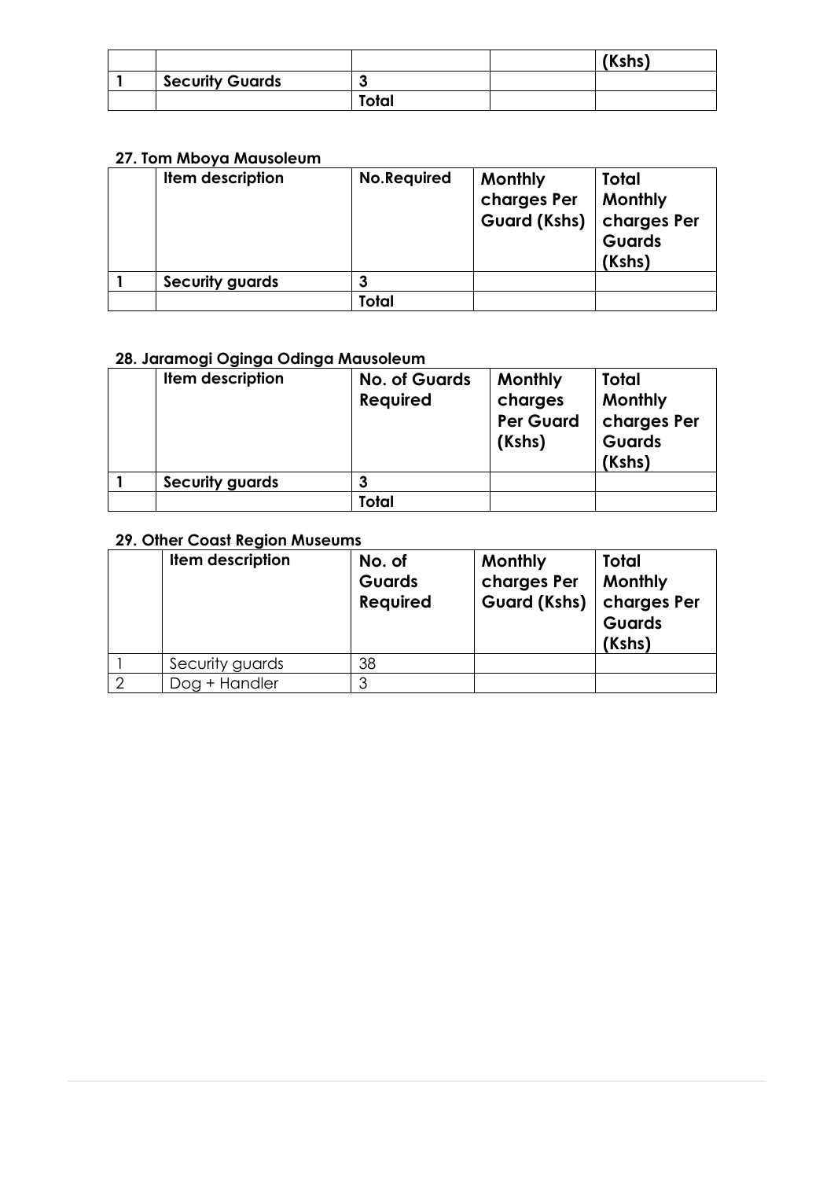| | | | | (Kshs) |
|---|---|---|---|---|
| **1** | **Security Guards** | **3** | | |
| | | **Total** | | |

#### 27. Tom Mboya Mausoleum

| | Item description | No.Required | Monthly charges Per Guard (Kshs) | Total Monthly charges Per Guards (Kshs) |
|---|---|---|---|---|
| **1** | **Security guards** | **3** | | |
| | | **Total** | | |

#### 28. Jaramogi Oginga Odinga Mausoleum

| | Item description | No. of Guards Required | Monthly charges Per Guard (Kshs) | Total Monthly charges Per Guards (Kshs) |
|---|---|---|---|---|
| **1** | **Security guards** | **3** | | |
| | | **Total** | | |

#### 29. Other Coast Region Museums

| | Item description | No. of Guards Required | Monthly charges Per Guard (Kshs) | Total Monthly charges Per Guards (Kshs) |
|---|---|---|---|---|
| 1 | Security guards | 38 | | |
| 2 | Dog + Handler | 3 | | |